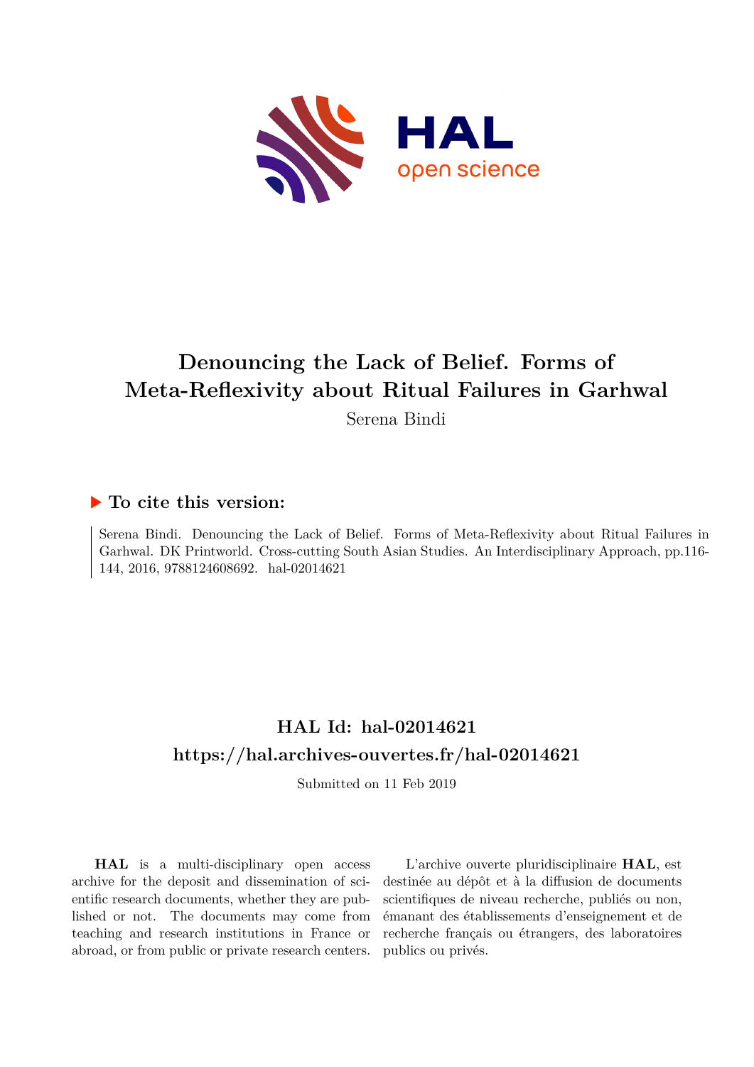# Denouncing the Lack of Belief. Forms of Meta-Reflexivity about Ritual Failures in Garhwal

Serena Bindi

## ▶ To cite this version:

Serena Bindi. Denouncing the Lack of Belief. Forms of Meta-Reflexivity about Ritual Failures in Garhwal. DK Printworld. Cross-cutting South Asian Studies. An Interdisciplinary Approach, pp.116-144, 2016, 9788124608692. hal-02014621

## HAL Id: hal-02014621
## https://hal.archives-ouvertes.fr/hal-02014621

Submitted on 11 Feb 2019

**HAL** is a multi-disciplinary open access archive for the deposit and dissemination of scientific research documents, whether they are published or not. The documents may come from teaching and research institutions in France or abroad, or from public or private research centers.

L'archive ouverte pluridisciplinaire **HAL**, est destinée au dépôt et à la diffusion de documents scientifiques de niveau recherche, publiés ou non, émanant des établissements d'enseignement et de recherche français ou étrangers, des laboratoires publics ou privés.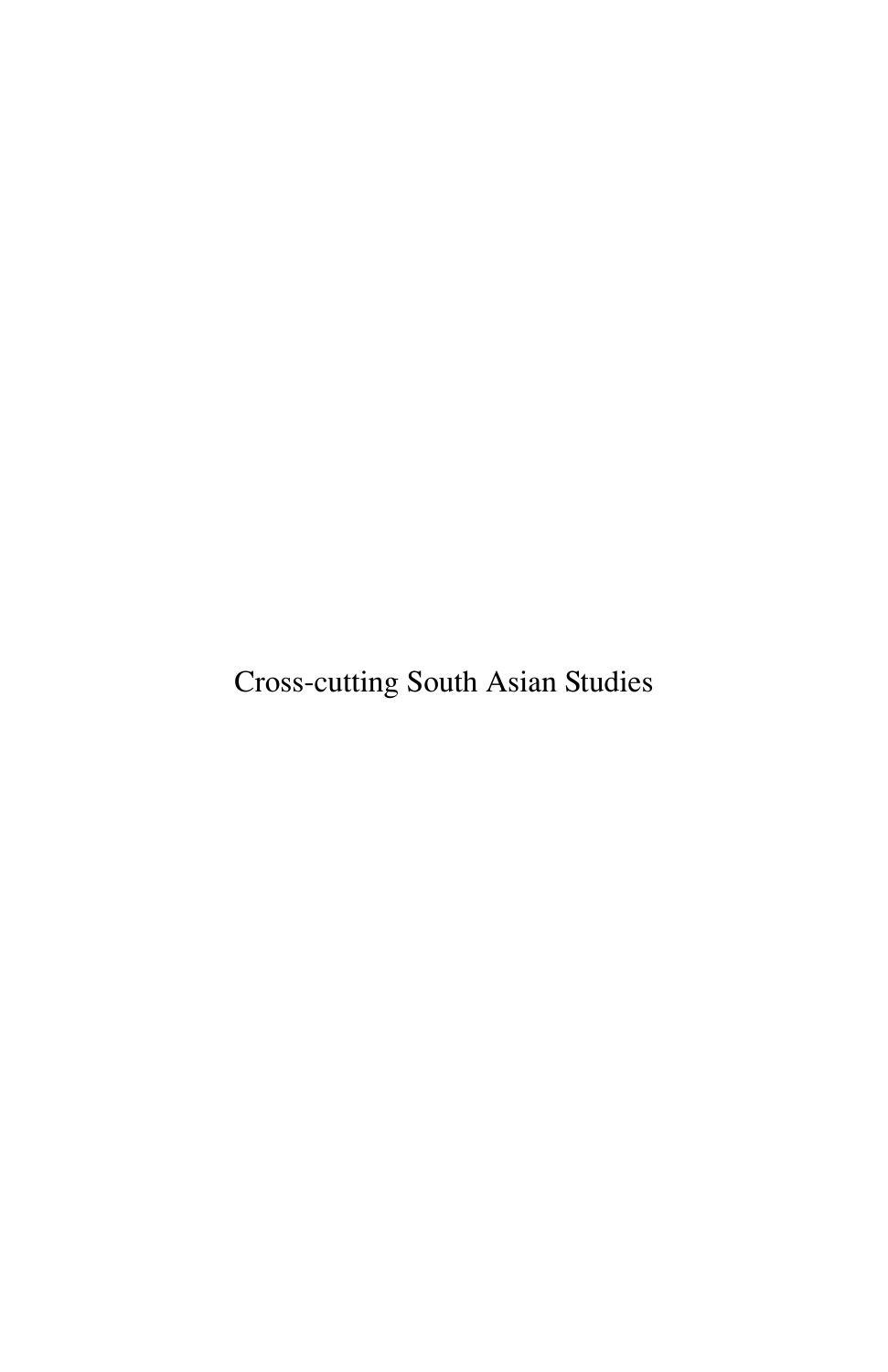Cross-cutting South Asian Studies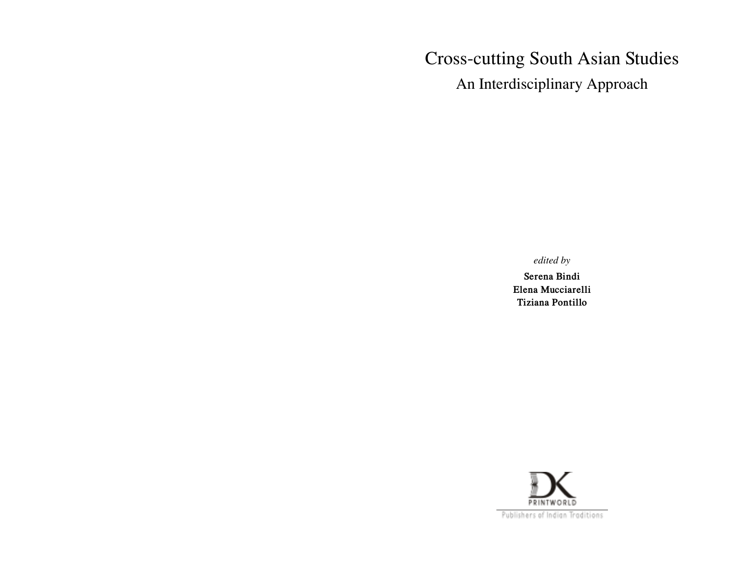# Cross-cutting South Asian Studies

## An Interdisciplinary Approach

*edited by*

**Serena Bindi**
**Elena Mucciarelli**
**Tiziana Pontillo**

DK PRINTWORLD

Publishers of Indian Traditions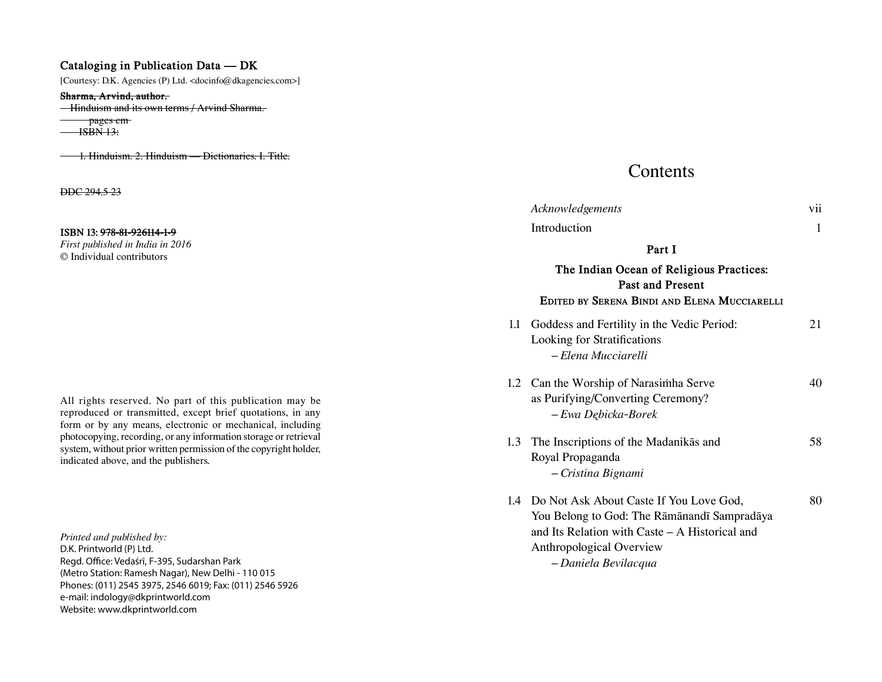**Cataloging in Publication Data — DK**

[Courtesy: D.K. Agencies (P) Ltd. <docinfo@dkagencies.com>]

~~**Sharma, Arvind, author.**~~
~~Hinduism and its own terms / Arvind Sharma.~~
~~pages cm~~
~~ISBN 13:~~

~~1. Hinduism. 2. Hinduism — Dictionaries. I. Title.~~

~~DDC 294.5 23~~

ISBN 13: ~~978-81-926114-1-9~~
*First published in India in 2016*
© Individual contributors

All rights reserved. No part of this publication may be reproduced or transmitted, except brief quotations, in any form or by any means, electronic or mechanical, including photocopying, recording, or any information storage or retrieval system, without prior written permission of the copyright holder, indicated above, and the publishers.

*Printed and published by:*
D.K. Printworld (P) Ltd.
Regd. Office: Vedaśrī, F-395, Sudarshan Park
(Metro Station: Ramesh Nagar), New Delhi - 110 015
Phones: (011) 2545 3975, 2546 6019; Fax: (011) 2546 5926
e-mail: indology@dkprintworld.com
Website: www.dkprintworld.com

# Contents

*Acknowledgements* vii

Introduction 1

**Part I**

**The Indian Ocean of Religious Practices: Past and Present**

Edited by Serena Bindi and Elena Mucciarelli

1.1 Goddess and Fertility in the Vedic Period: Looking for Stratifications 21
– *Elena Mucciarelli*

1.2 Can the Worship of Narasiṁha Serve as Purifying/Converting Ceremony? 40
– *Ewa Dębicka-Borek*

1.3 The Inscriptions of the Madanikās and Royal Propaganda 58
– *Cristina Bignami*

1.4 Do Not Ask About Caste If You Love God, You Belong to God: The Rāmānandī Sampradāya and Its Relation with Caste – A Historical and Anthropological Overview 80
– *Daniela Bevilacqua*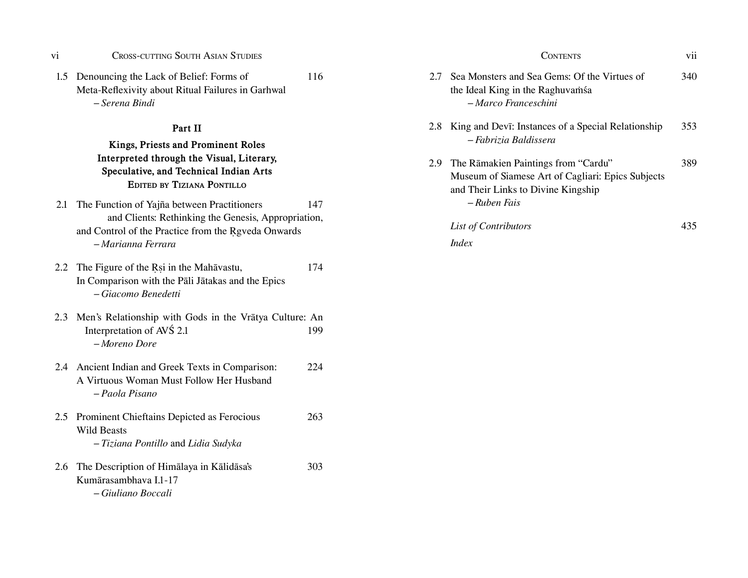1.5 Denouncing the Lack of Belief: Forms of Meta-Reflexivity about Ritual Failures in Garhwal — 116
– *Serena Bindi*

## Part II

### Kings, Priests and Prominent Roles Interpreted through the Visual, Literary, Speculative, and Technical Indian Arts

EDITED BY TIZIANA PONTILLO

2.1 The Function of Yajña between Practitioners and Clients: Rethinking the Genesis, Appropriation, and Control of the Practice from the Ṛgveda Onwards — 147
– *Marianna Ferrara*

2.2 The Figure of the Ṛṣi in the Mahāvastu, In Comparison with the Pāli Jātakas and the Epics — 174
– *Giacomo Benedetti*

2.3 Men's Relationship with Gods in the Vrātya Culture: An Interpretation of AVŚ 2.1 — 199
– *Moreno Dore*

2.4 Ancient Indian and Greek Texts in Comparison: A Virtuous Woman Must Follow Her Husband — 224
– *Paola Pisano*

2.5 Prominent Chieftains Depicted as Ferocious Wild Beasts — 263
– *Tiziana Pontillo* and *Lidia Sudyka*

2.6 The Description of Himālaya in Kālidāsa's Kumārasambhava I.1-17 — 303
– *Giuliano Boccali*

2.7 Sea Monsters and Sea Gems: Of the Virtues of the Ideal King in the Raghuvaṁśa — 340
– *Marco Franceschini*

2.8 King and Devī: Instances of a Special Relationship — 353
– *Fabrizia Baldissera*

2.9 The Rāmakien Paintings from "Cardu" Museum of Siamese Art of Cagliari: Epics Subjects and Their Links to Divine Kingship — 389
– *Ruben Fais*

*List of Contributors* — 435

*Index*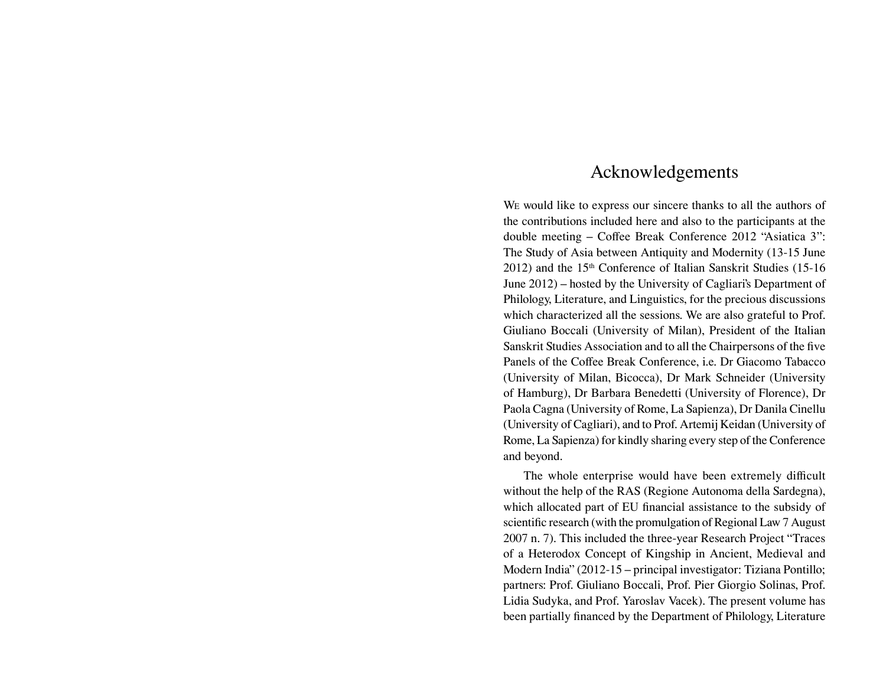# Acknowledgements

We would like to express our sincere thanks to all the authors of the contributions included here and also to the participants at the double meeting – Coffee Break Conference 2012 "Asiatica 3": The Study of Asia between Antiquity and Modernity (13-15 June 2012) and the 15th Conference of Italian Sanskrit Studies (15-16 June 2012) – hosted by the University of Cagliari's Department of Philology, Literature, and Linguistics, for the precious discussions which characterized all the sessions. We are also grateful to Prof. Giuliano Boccali (University of Milan), President of the Italian Sanskrit Studies Association and to all the Chairpersons of the five Panels of the Coffee Break Conference, i.e. Dr Giacomo Tabacco (University of Milan, Bicocca), Dr Mark Schneider (University of Hamburg), Dr Barbara Benedetti (University of Florence), Dr Paola Cagna (University of Rome, La Sapienza), Dr Danila Cinellu (University of Cagliari), and to Prof. Artemij Keidan (University of Rome, La Sapienza) for kindly sharing every step of the Conference and beyond.

The whole enterprise would have been extremely difficult without the help of the RAS (Regione Autonoma della Sardegna), which allocated part of EU financial assistance to the subsidy of scientific research (with the promulgation of Regional Law 7 August 2007 n. 7). This included the three-year Research Project "Traces of a Heterodox Concept of Kingship in Ancient, Medieval and Modern India" (2012-15 – principal investigator: Tiziana Pontillo; partners: Prof. Giuliano Boccali, Prof. Pier Giorgio Solinas, Prof. Lidia Sudyka, and Prof. Yaroslav Vacek). The present volume has been partially financed by the Department of Philology, Literature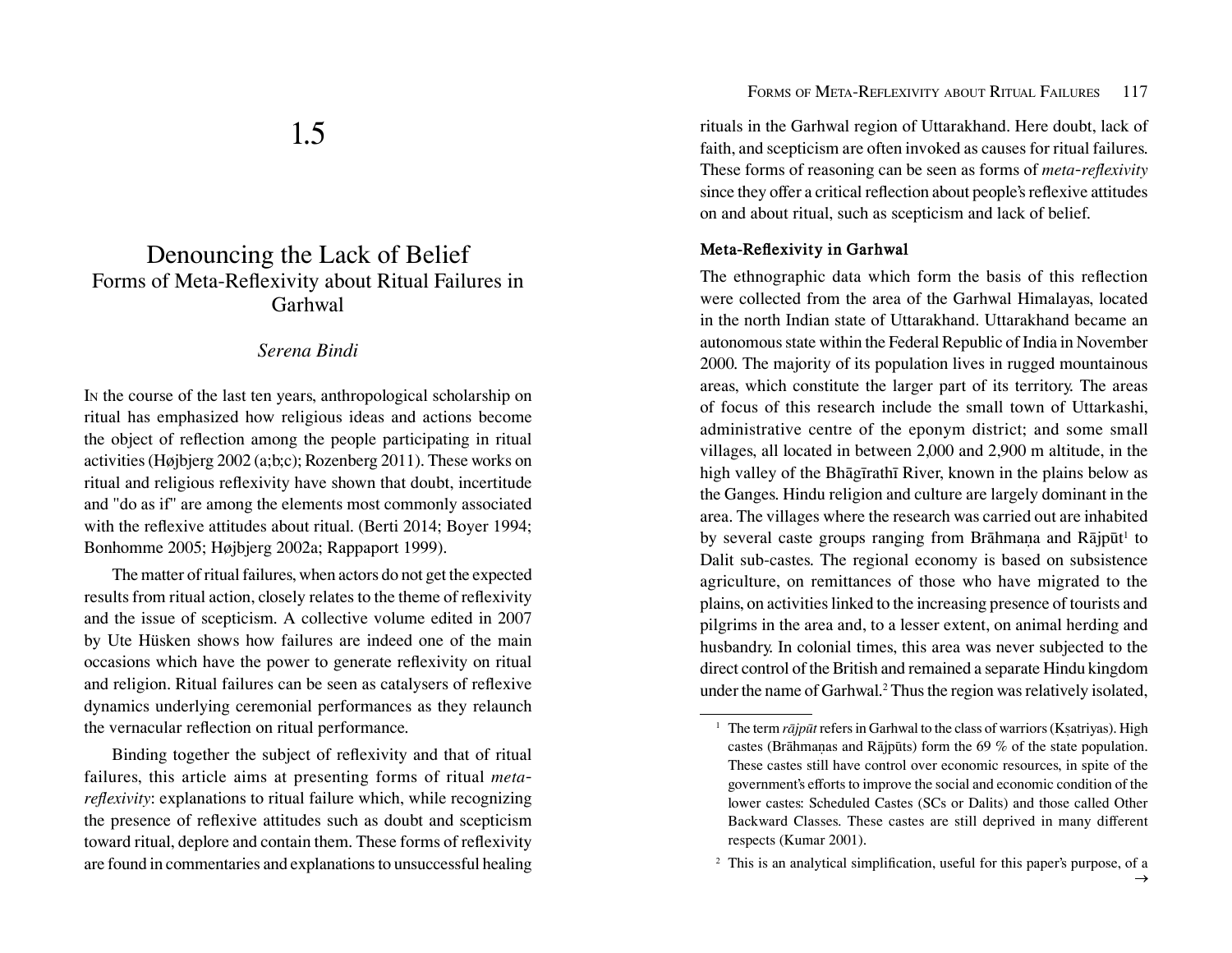# 1.5

## Denouncing the Lack of Belief
### Forms of Meta-Reflexivity about Ritual Failures in Garhwal

*Serena Bindi*

In the course of the last ten years, anthropological scholarship on ritual has emphasized how religious ideas and actions become the object of reflection among the people participating in ritual activities (Højbjerg 2002 (a;b;c); Rozenberg 2011). These works on ritual and religious reflexivity have shown that doubt, incertitude and "do as if" are among the elements most commonly associated with the reflexive attitudes about ritual. (Berti 2014; Boyer 1994; Bonhomme 2005; Højbjerg 2002a; Rappaport 1999).

The matter of ritual failures, when actors do not get the expected results from ritual action, closely relates to the theme of reflexivity and the issue of scepticism. A collective volume edited in 2007 by Ute Hüsken shows how failures are indeed one of the main occasions which have the power to generate reflexivity on ritual and religion. Ritual failures can be seen as catalysers of reflexive dynamics underlying ceremonial performances as they relaunch the vernacular reflection on ritual performance.

Binding together the subject of reflexivity and that of ritual failures, this article aims at presenting forms of ritual *meta-reflexivity*: explanations to ritual failure which, while recognizing the presence of reflexive attitudes such as doubt and scepticism toward ritual, deplore and contain them. These forms of reflexivity are found in commentaries and explanations to unsuccessful healing rituals in the Garhwal region of Uttarakhand. Here doubt, lack of faith, and scepticism are often invoked as causes for ritual failures. These forms of reasoning can be seen as forms of *meta-reflexivity* since they offer a critical reflection about people's reflexive attitudes on and about ritual, such as scepticism and lack of belief.

#### Meta-Reflexivity in Garhwal

The ethnographic data which form the basis of this reflection were collected from the area of the Garhwal Himalayas, located in the north Indian state of Uttarakhand. Uttarakhand became an autonomous state within the Federal Republic of India in November 2000. The majority of its population lives in rugged mountainous areas, which constitute the larger part of its territory. The areas of focus of this research include the small town of Uttarkashi, administrative centre of the eponym district; and some small villages, all located in between 2,000 and 2,900 m altitude, in the high valley of the Bhāgīrathī River, known in the plains below as the Ganges. Hindu religion and culture are largely dominant in the area. The villages where the research was carried out are inhabited by several caste groups ranging from Brāhmaṇa and Rājpūt[1] to Dalit sub-castes. The regional economy is based on subsistence agriculture, on remittances of those who have migrated to the plains, on activities linked to the increasing presence of tourists and pilgrims in the area and, to a lesser extent, on animal herding and husbandry. In colonial times, this area was never subjected to the direct control of the British and remained a separate Hindu kingdom under the name of Garhwal.[2] Thus the region was relatively isolated,

[1] The term *rājpūt* refers in Garhwal to the class of warriors (Kṣatriyas). High castes (Brāhmaṇas and Rājpūts) form the 69 % of the state population. These castes still have control over economic resources, in spite of the government's efforts to improve the social and economic condition of the lower castes: Scheduled Castes (SCs or Dalits) and those called Other Backward Classes. These castes are still deprived in many different respects (Kumar 2001).

[2] This is an analytical simplification, useful for this paper's purpose, of a →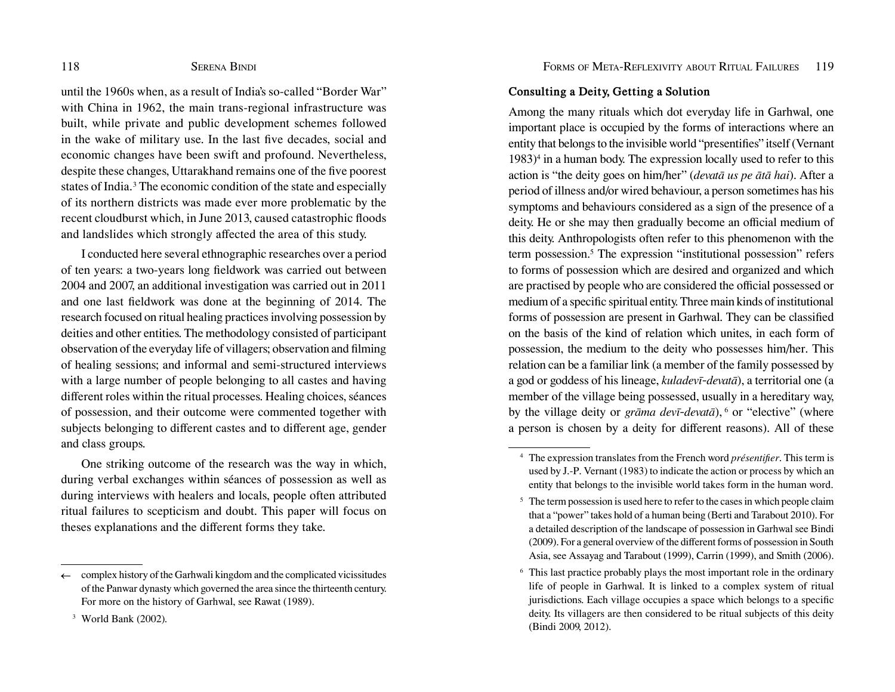until the 1960s when, as a result of India's so-called "Border War" with China in 1962, the main trans-regional infrastructure was built, while private and public development schemes followed in the wake of military use. In the last five decades, social and economic changes have been swift and profound. Nevertheless, despite these changes, Uttarakhand remains one of the five poorest states of India.[3] The economic condition of the state and especially of its northern districts was made ever more problematic by the recent cloudburst which, in June 2013, caused catastrophic floods and landslides which strongly affected the area of this study.

I conducted here several ethnographic researches over a period of ten years: a two-years long fieldwork was carried out between 2004 and 2007, an additional investigation was carried out in 2011 and one last fieldwork was done at the beginning of 2014. The research focused on ritual healing practices involving possession by deities and other entities. The methodology consisted of participant observation of the everyday life of villagers; observation and filming of healing sessions; and informal and semi-structured interviews with a large number of people belonging to all castes and having different roles within the ritual processes. Healing choices, séances of possession, and their outcome were commented together with subjects belonging to different castes and to different age, gender and class groups.

One striking outcome of the research was the way in which, during verbal exchanges within séances of possession as well as during interviews with healers and locals, people often attributed ritual failures to scepticism and doubt. This paper will focus on theses explanations and the different forms they take.

← complex history of the Garhwali kingdom and the complicated vicissitudes of the Panwar dynasty which governed the area since the thirteenth century. For more on the history of Garhwal, see Rawat (1989).

[3] World Bank (2002).

### Consulting a Deity, Getting a Solution

Among the many rituals which dot everyday life in Garhwal, one important place is occupied by the forms of interactions where an entity that belongs to the invisible world "presentifies" itself (Vernant 1983)[4] in a human body. The expression locally used to refer to this action is "the deity goes on him/her" (*devatā us pe ātā hai*). After a period of illness and/or wired behaviour, a person sometimes has his symptoms and behaviours considered as a sign of the presence of a deity. He or she may then gradually become an official medium of this deity. Anthropologists often refer to this phenomenon with the term possession.[5] The expression "institutional possession" refers to forms of possession which are desired and organized and which are practised by people who are considered the official possessed or medium of a specific spiritual entity. Three main kinds of institutional forms of possession are present in Garhwal. They can be classified on the basis of the kind of relation which unites, in each form of possession, the medium to the deity who possesses him/her. This relation can be a familiar link (a member of the family possessed by a god or goddess of his lineage, *kuladevī-devatā*), a territorial one (a member of the village being possessed, usually in a hereditary way, by the village deity or *grāma devī-devatā*), [6] or "elective" (where a person is chosen by a deity for different reasons). All of these

[4] The expression translates from the French word *présentifier*. This term is used by J.-P. Vernant (1983) to indicate the action or process by which an entity that belongs to the invisible world takes form in the human word.

[5] The term possession is used here to refer to the cases in which people claim that a "power" takes hold of a human being (Berti and Tarabout 2010). For a detailed description of the landscape of possession in Garhwal see Bindi (2009). For a general overview of the different forms of possession in South Asia, see Assayag and Tarabout (1999), Carrin (1999), and Smith (2006).

[6] This last practice probably plays the most important role in the ordinary life of people in Garhwal. It is linked to a complex system of ritual jurisdictions. Each village occupies a space which belongs to a specific deity. Its villagers are then considered to be ritual subjects of this deity (Bindi 2009, 2012).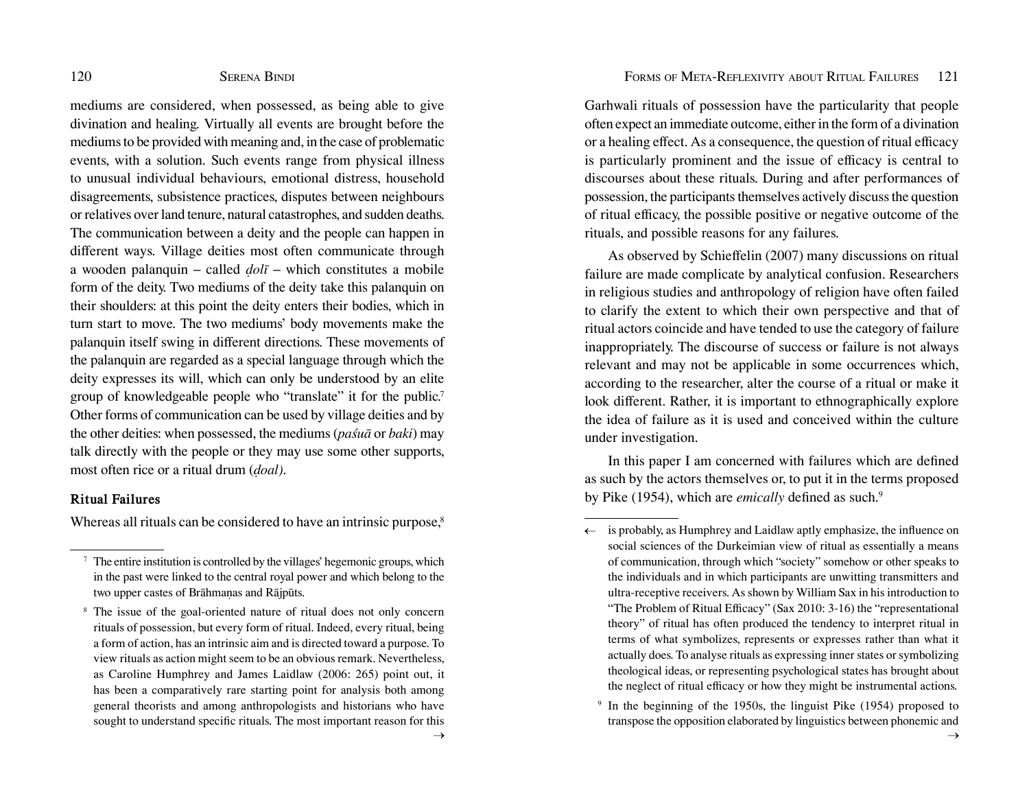mediums are considered, when possessed, as being able to give divination and healing. Virtually all events are brought before the mediums to be provided with meaning and, in the case of problematic events, with a solution. Such events range from physical illness to unusual individual behaviours, emotional distress, household disagreements, subsistence practices, disputes between neighbours or relatives over land tenure, natural catastrophes, and sudden deaths. The communication between a deity and the people can happen in different ways. Village deities most often communicate through a wooden palanquin – called *ḍolī* – which constitutes a mobile form of the deity. Two mediums of the deity take this palanquin on their shoulders: at this point the deity enters their bodies, which in turn start to move. The two mediums' body movements make the palanquin itself swing in different directions. These movements of the palanquin are regarded as a special language through which the deity expresses its will, which can only be understood by an elite group of knowledgeable people who "translate" it for the public.[7] Other forms of communication can be used by village deities and by the other deities: when possessed, the mediums (*paśuā* or *baki*) may talk directly with the people or they may use some other supports, most often rice or a ritual drum (*ḍoal*).

## Ritual Failures

Whereas all rituals can be considered to have an intrinsic purpose,[8] Garhwali rituals of possession have the particularity that people often expect an immediate outcome, either in the form of a divination or a healing effect. As a consequence, the question of ritual efficacy is particularly prominent and the issue of efficacy is central to discourses about these rituals. During and after performances of possession, the participants themselves actively discuss the question of ritual efficacy, the possible positive or negative outcome of the rituals, and possible reasons for any failures.

As observed by Schieffelin (2007) many discussions on ritual failure are made complicate by analytical confusion. Researchers in religious studies and anthropology of religion have often failed to clarify the extent to which their own perspective and that of ritual actors coincide and have tended to use the category of failure inappropriately. The discourse of success or failure is not always relevant and may not be applicable in some occurrences which, according to the researcher, alter the course of a ritual or make it look different. Rather, it is important to ethnographically explore the idea of failure as it is used and conceived within the culture under investigation.

In this paper I am concerned with failures which are defined as such by the actors themselves or, to put it in the terms proposed by Pike (1954), which are *emically* defined as such.[9]

---

[7] The entire institution is controlled by the villages' hegemonic groups, which in the past were linked to the central royal power and which belong to the two upper castes of Brāhmaṇas and Rājpūts.

[8] The issue of the goal-oriented nature of ritual does not only concern rituals of possession, but every form of ritual. Indeed, every ritual, being a form of action, has an intrinsic aim and is directed toward a purpose. To view rituals as action might seem to be an obvious remark. Nevertheless, as Caroline Humphrey and James Laidlaw (2006: 265) point out, it has been a comparatively rare starting point for analysis both among general theorists and among anthropologists and historians who have sought to understand specific rituals. The most important reason for this is probably, as Humphrey and Laidlaw aptly emphasize, the influence on social sciences of the Durkeimian view of ritual as essentially a means of communication, through which "society" somehow or other speaks to the individuals and in which participants are unwitting transmitters and ultra-receptive receivers. As shown by William Sax in his introduction to "The Problem of Ritual Efficacy" (Sax 2010: 3-16) the "representational theory" of ritual has often produced the tendency to interpret ritual in terms of what symbolizes, represents or expresses rather than what it actually does. To analyse rituals as expressing inner states or symbolizing theological ideas, or representing psychological states has brought about the neglect of ritual efficacy or how they might be instrumental actions.

[9] In the beginning of the 1950s, the linguist Pike (1954) proposed to transpose the opposition elaborated by linguistics between phonemic and →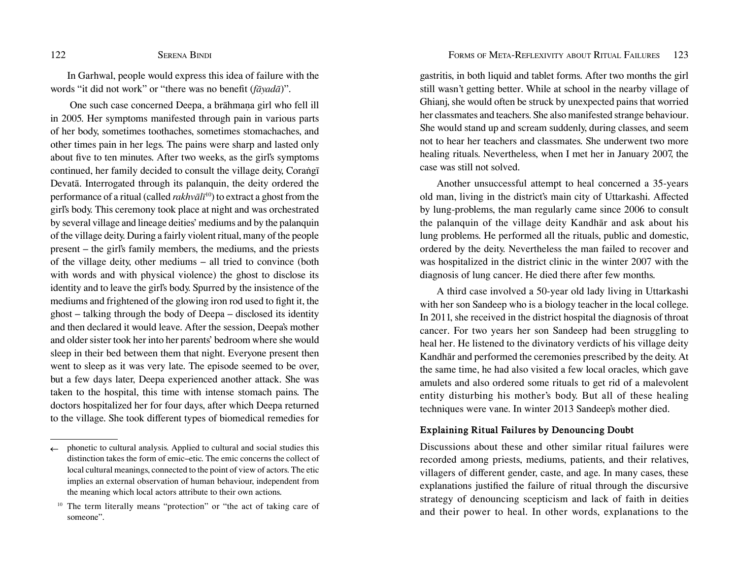In Garhwal, people would express this idea of failure with the words "it did not work" or "there was no benefit (*fāyadā*)".

One such case concerned Deepa, a brāhmaṇa girl who fell ill in 2005. Her symptoms manifested through pain in various parts of her body, sometimes toothaches, sometimes stomachaches, and other times pain in her legs. The pains were sharp and lasted only about five to ten minutes. After two weeks, as the girl's symptoms continued, her family decided to consult the village deity, Coraṅgī Devatā. Interrogated through its palanquin, the deity ordered the performance of a ritual (called *rakhvālī*[10]) to extract a ghost from the girl's body. This ceremony took place at night and was orchestrated by several village and lineage deities' mediums and by the palanquin of the village deity. During a fairly violent ritual, many of the people present – the girl's family members, the mediums, and the priests of the village deity, other mediums – all tried to convince (both with words and with physical violence) the ghost to disclose its identity and to leave the girl's body. Spurred by the insistence of the mediums and frightened of the glowing iron rod used to fight it, the ghost – talking through the body of Deepa – disclosed its identity and then declared it would leave. After the session, Deepa's mother and older sister took her into her parents' bedroom where she would sleep in their bed between them that night. Everyone present then went to sleep as it was very late. The episode seemed to be over, but a few days later, Deepa experienced another attack. She was taken to the hospital, this time with intense stomach pains. The doctors hospitalized her for four days, after which Deepa returned to the village. She took different types of biomedical remedies for gastritis, in both liquid and tablet forms. After two months the girl still wasn't getting better. While at school in the nearby village of Ghianj, she would often be struck by unexpected pains that worried her classmates and teachers. She also manifested strange behaviour. She would stand up and scream suddenly, during classes, and seem not to hear her teachers and classmates. She underwent two more healing rituals. Nevertheless, when I met her in January 2007, the case was still not solved.

Another unsuccessful attempt to heal concerned a 35-years old man, living in the district's main city of Uttarkashi. Affected by lung-problems, the man regularly came since 2006 to consult the palanquin of the village deity Kandhār and ask about his lung problems. He performed all the rituals, public and domestic, ordered by the deity. Nevertheless the man failed to recover and was hospitalized in the district clinic in the winter 2007 with the diagnosis of lung cancer. He died there after few months.

A third case involved a 50-year old lady living in Uttarkashi with her son Sandeep who is a biology teacher in the local college. In 2011, she received in the district hospital the diagnosis of throat cancer. For two years her son Sandeep had been struggling to heal her. He listened to the divinatory verdicts of his village deity Kandhār and performed the ceremonies prescribed by the deity. At the same time, he had also visited a few local oracles, which gave amulets and also ordered some rituals to get rid of a malevolent entity disturbing his mother's body. But all of these healing techniques were vane. In winter 2013 Sandeep's mother died.

### Explaining Ritual Failures by Denouncing Doubt

Discussions about these and other similar ritual failures were recorded among priests, mediums, patients, and their relatives, villagers of different gender, caste, and age. In many cases, these explanations justified the failure of ritual through the discursive strategy of denouncing scepticism and lack of faith in deities and their power to heal. In other words, explanations to the

---

← phonetic to cultural analysis. Applied to cultural and social studies this distinction takes the form of emic–etic. The emic concerns the collect of local cultural meanings, connected to the point of view of actors. The etic implies an external observation of human behaviour, independent from the meaning which local actors attribute to their own actions.

[10] The term literally means "protection" or "the act of taking care of someone".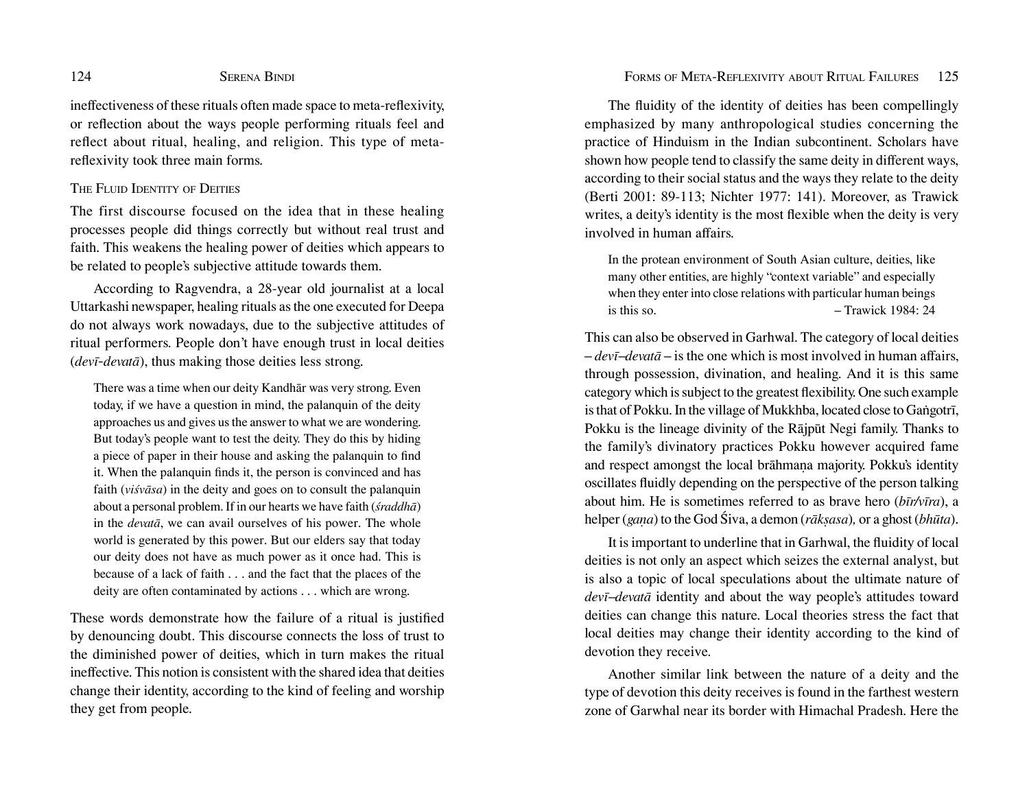ineffectiveness of these rituals often made space to meta-reflexivity, or reflection about the ways people performing rituals feel and reflect about ritual, healing, and religion. This type of meta-reflexivity took three main forms.

## The Fluid Identity of Deities

The first discourse focused on the idea that in these healing processes people did things correctly but without real trust and faith. This weakens the healing power of deities which appears to be related to people's subjective attitude towards them.

According to Ragvendra, a 28-year old journalist at a local Uttarkashi newspaper, healing rituals as the one executed for Deepa do not always work nowadays, due to the subjective attitudes of ritual performers. People don't have enough trust in local deities (*devī-devatā*), thus making those deities less strong.

> There was a time when our deity Kandhār was very strong. Even today, if we have a question in mind, the palanquin of the deity approaches us and gives us the answer to what we are wondering. But today's people want to test the deity. They do this by hiding a piece of paper in their house and asking the palanquin to find it. When the palanquin finds it, the person is convinced and has faith (*viśvāsa*) in the deity and goes on to consult the palanquin about a personal problem. If in our hearts we have faith (*śraddhā*) in the *devatā*, we can avail ourselves of his power. The whole world is generated by this power. But our elders say that today our deity does not have as much power as it once had. This is because of a lack of faith . . . and the fact that the places of the deity are often contaminated by actions . . . which are wrong.

These words demonstrate how the failure of a ritual is justified by denouncing doubt. This discourse connects the loss of trust to the diminished power of deities, which in turn makes the ritual ineffective. This notion is consistent with the shared idea that deities change their identity, according to the kind of feeling and worship they get from people.

The fluidity of the identity of deities has been compellingly emphasized by many anthropological studies concerning the practice of Hinduism in the Indian subcontinent. Scholars have shown how people tend to classify the same deity in different ways, according to their social status and the ways they relate to the deity (Berti 2001: 89-113; Nichter 1977: 141). Moreover, as Trawick writes, a deity's identity is the most flexible when the deity is very involved in human affairs.

> In the protean environment of South Asian culture, deities, like many other entities, are highly "context variable" and especially when they enter into close relations with particular human beings is this so. – Trawick 1984: 24

This can also be observed in Garhwal. The category of local deities – *devī–devatā* – is the one which is most involved in human affairs, through possession, divination, and healing. And it is this same category which is subject to the greatest flexibility. One such example is that of Pokku. In the village of Mukkhba, located close to Gaṅgotrī, Pokku is the lineage divinity of the Rājpūt Negi family. Thanks to the family's divinatory practices Pokku however acquired fame and respect amongst the local brāhmaṇa majority. Pokku's identity oscillates fluidly depending on the perspective of the person talking about him. He is sometimes referred to as brave hero (*bīr/vīra*), a helper (*gaṇa*) to the God Śiva, a demon (*rākṣasa*), or a ghost (*bhūta*).

It is important to underline that in Garhwal, the fluidity of local deities is not only an aspect which seizes the external analyst, but is also a topic of local speculations about the ultimate nature of *devī–devatā* identity and about the way people's attitudes toward deities can change this nature. Local theories stress the fact that local deities may change their identity according to the kind of devotion they receive.

Another similar link between the nature of a deity and the type of devotion this deity receives is found in the farthest western zone of Garhwal near its border with Himachal Pradesh. Here the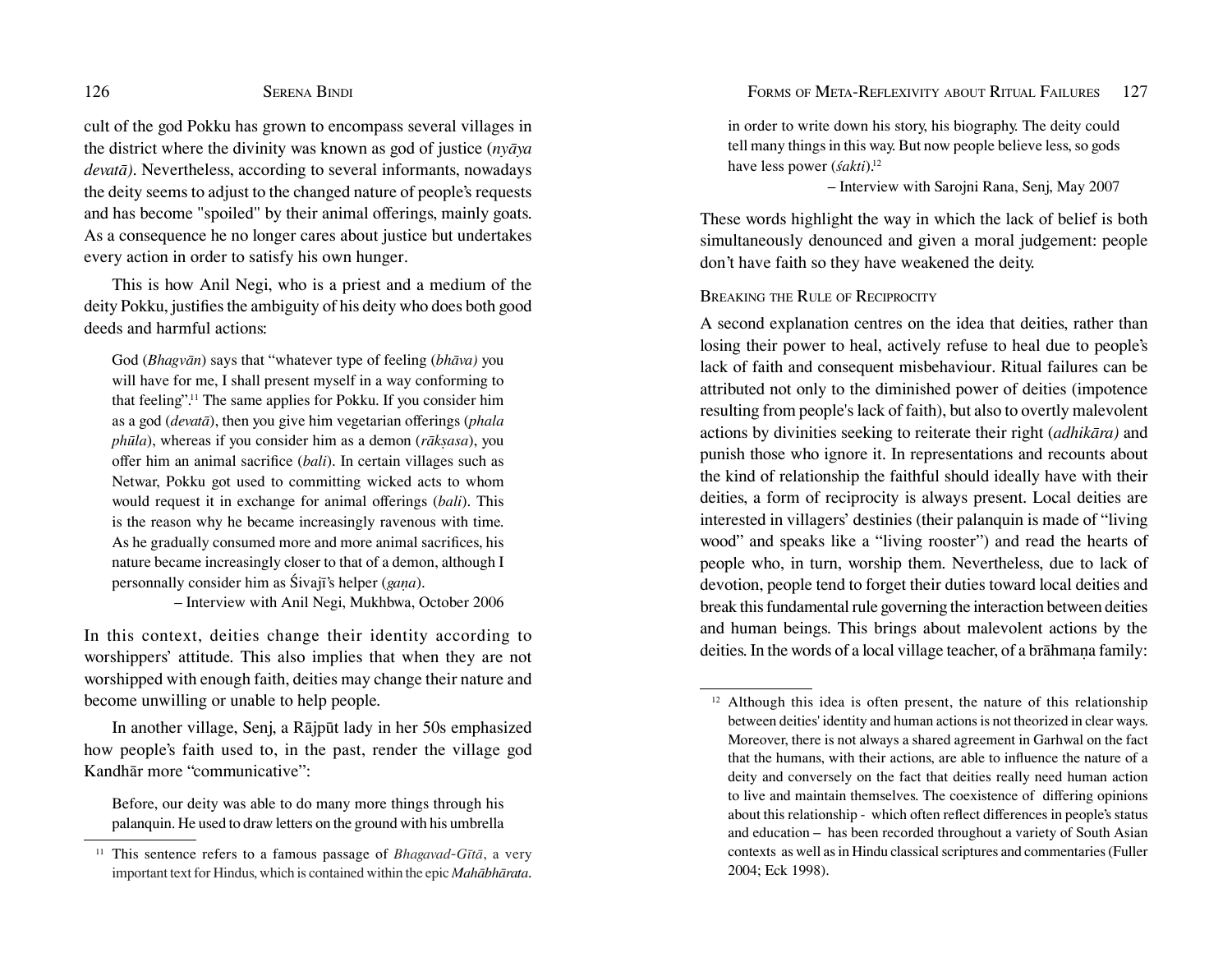cult of the god Pokku has grown to encompass several villages in the district where the divinity was known as god of justice (*nyāya devatā)*. Nevertheless, according to several informants, nowadays the deity seems to adjust to the changed nature of people's requests and has become "spoiled" by their animal offerings, mainly goats. As a consequence he no longer cares about justice but undertakes every action in order to satisfy his own hunger.

This is how Anil Negi, who is a priest and a medium of the deity Pokku, justifies the ambiguity of his deity who does both good deeds and harmful actions:

> God (*Bhagvān*) says that "whatever type of feeling (*bhāva)* you will have for me, I shall present myself in a way conforming to that feeling".[11] The same applies for Pokku. If you consider him as a god (*devatā*), then you give him vegetarian offerings (*phala phūla*), whereas if you consider him as a demon (*rākṣasa*), you offer him an animal sacrifice (*bali*). In certain villages such as Netwar, Pokku got used to committing wicked acts to whom would request it in exchange for animal offerings (*bali*). This is the reason why he became increasingly ravenous with time. As he gradually consumed more and more animal sacrifices, his nature became increasingly closer to that of a demon, although I personnally consider him as Śivajī's helper (*gaṇa*).
>
> – Interview with Anil Negi, Mukhbwa, October 2006

In this context, deities change their identity according to worshippers' attitude. This also implies that when they are not worshipped with enough faith, deities may change their nature and become unwilling or unable to help people.

In another village, Senj, a Rājpūt lady in her 50s emphasized how people's faith used to, in the past, render the village god Kandhār more "communicative":

> Before, our deity was able to do many more things through his palanquin. He used to draw letters on the ground with his umbrella in order to write down his story, his biography. The deity could tell many things in this way. But now people believe less, so gods have less power (*śakti*).[12]
>
> – Interview with Sarojni Rana, Senj, May 2007

These words highlight the way in which the lack of belief is both simultaneously denounced and given a moral judgement: people don't have faith so they have weakened the deity.

### Breaking the Rule of Reciprocity

A second explanation centres on the idea that deities, rather than losing their power to heal, actively refuse to heal due to people's lack of faith and consequent misbehaviour. Ritual failures can be attributed not only to the diminished power of deities (impotence resulting from people's lack of faith), but also to overtly malevolent actions by divinities seeking to reiterate their right (*adhikāra)* and punish those who ignore it. In representations and recounts about the kind of relationship the faithful should ideally have with their deities, a form of reciprocity is always present. Local deities are interested in villagers' destinies (their palanquin is made of "living wood" and speaks like a "living rooster") and read the hearts of people who, in turn, worship them. Nevertheless, due to lack of devotion, people tend to forget their duties toward local deities and break this fundamental rule governing the interaction between deities and human beings. This brings about malevolent actions by the deities. In the words of a local village teacher, of a brāhmaṇa family:

---

[11] This sentence refers to a famous passage of *Bhagavad-Gītā*, a very important text for Hindus, which is contained within the epic *Mahābhārata*.

[12] Although this idea is often present, the nature of this relationship between deities' identity and human actions is not theorized in clear ways. Moreover, there is not always a shared agreement in Garhwal on the fact that the humans, with their actions, are able to influence the nature of a deity and conversely on the fact that deities really need human action to live and maintain themselves. The coexistence of differing opinions about this relationship - which often reflect differences in people's status and education – has been recorded throughout a variety of South Asian contexts as well as in Hindu classical scriptures and commentaries (Fuller 2004; Eck 1998).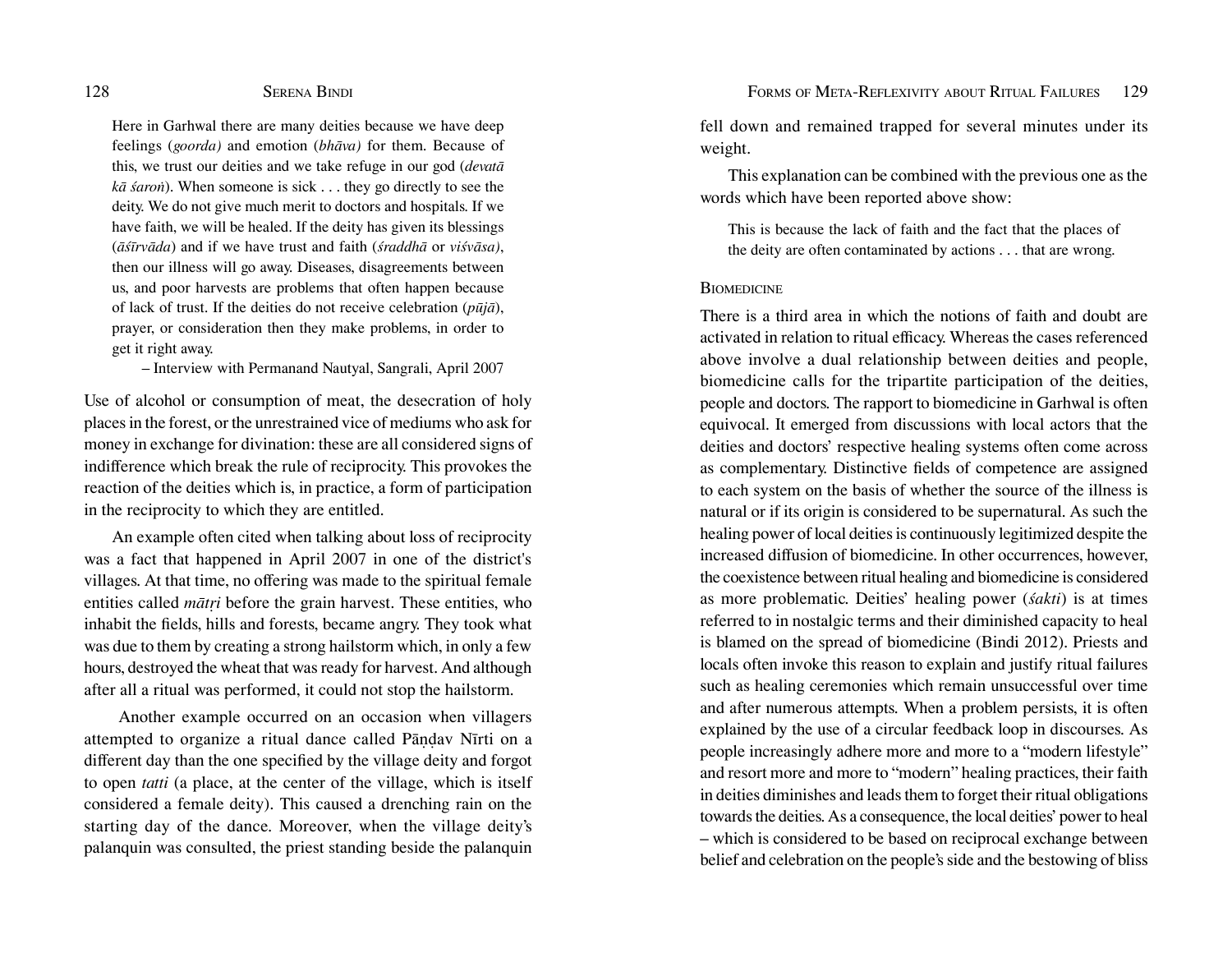> Here in Garhwal there are many deities because we have deep feelings (*goorda)* and emotion (*bhāva)* for them. Because of this, we trust our deities and we take refuge in our god (*devatā kā śaroṅ*). When someone is sick . . . they go directly to see the deity. We do not give much merit to doctors and hospitals. If we have faith, we will be healed. If the deity has given its blessings (*āśīrvāda*) and if we have trust and faith (*śraddhā* or *viśvāsa)*, then our illness will go away. Diseases, disagreements between us, and poor harvests are problems that often happen because of lack of trust. If the deities do not receive celebration (*pūjā*), prayer, or consideration then they make problems, in order to get it right away.
>
> – Interview with Permanand Nautyal, Sangrali, April 2007

Use of alcohol or consumption of meat, the desecration of holy places in the forest, or the unrestrained vice of mediums who ask for money in exchange for divination: these are all considered signs of indifference which break the rule of reciprocity. This provokes the reaction of the deities which is, in practice, a form of participation in the reciprocity to which they are entitled.

An example often cited when talking about loss of reciprocity was a fact that happened in April 2007 in one of the district's villages. At that time, no offering was made to the spiritual female entities called *mātṛi* before the grain harvest. These entities, who inhabit the fields, hills and forests, became angry. They took what was due to them by creating a strong hailstorm which, in only a few hours, destroyed the wheat that was ready for harvest. And although after all a ritual was performed, it could not stop the hailstorm.

Another example occurred on an occasion when villagers attempted to organize a ritual dance called Pāṇḍav Nīrti on a different day than the one specified by the village deity and forgot to open *tatti* (a place, at the center of the village, which is itself considered a female deity). This caused a drenching rain on the starting day of the dance. Moreover, when the village deity's palanquin was consulted, the priest standing beside the palanquin fell down and remained trapped for several minutes under its weight.

This explanation can be combined with the previous one as the words which have been reported above show:

> This is because the lack of faith and the fact that the places of the deity are often contaminated by actions . . . that are wrong.

### Biomedicine

There is a third area in which the notions of faith and doubt are activated in relation to ritual efficacy. Whereas the cases referenced above involve a dual relationship between deities and people, biomedicine calls for the tripartite participation of the deities, people and doctors. The rapport to biomedicine in Garhwal is often equivocal. It emerged from discussions with local actors that the deities and doctors' respective healing systems often come across as complementary. Distinctive fields of competence are assigned to each system on the basis of whether the source of the illness is natural or if its origin is considered to be supernatural. As such the healing power of local deities is continuously legitimized despite the increased diffusion of biomedicine. In other occurrences, however, the coexistence between ritual healing and biomedicine is considered as more problematic. Deities' healing power (*śakti*) is at times referred to in nostalgic terms and their diminished capacity to heal is blamed on the spread of biomedicine (Bindi 2012). Priests and locals often invoke this reason to explain and justify ritual failures such as healing ceremonies which remain unsuccessful over time and after numerous attempts. When a problem persists, it is often explained by the use of a circular feedback loop in discourses. As people increasingly adhere more and more to a "modern lifestyle" and resort more and more to "modern" healing practices, their faith in deities diminishes and leads them to forget their ritual obligations towards the deities. As a consequence, the local deities' power to heal – which is considered to be based on reciprocal exchange between belief and celebration on the people's side and the bestowing of bliss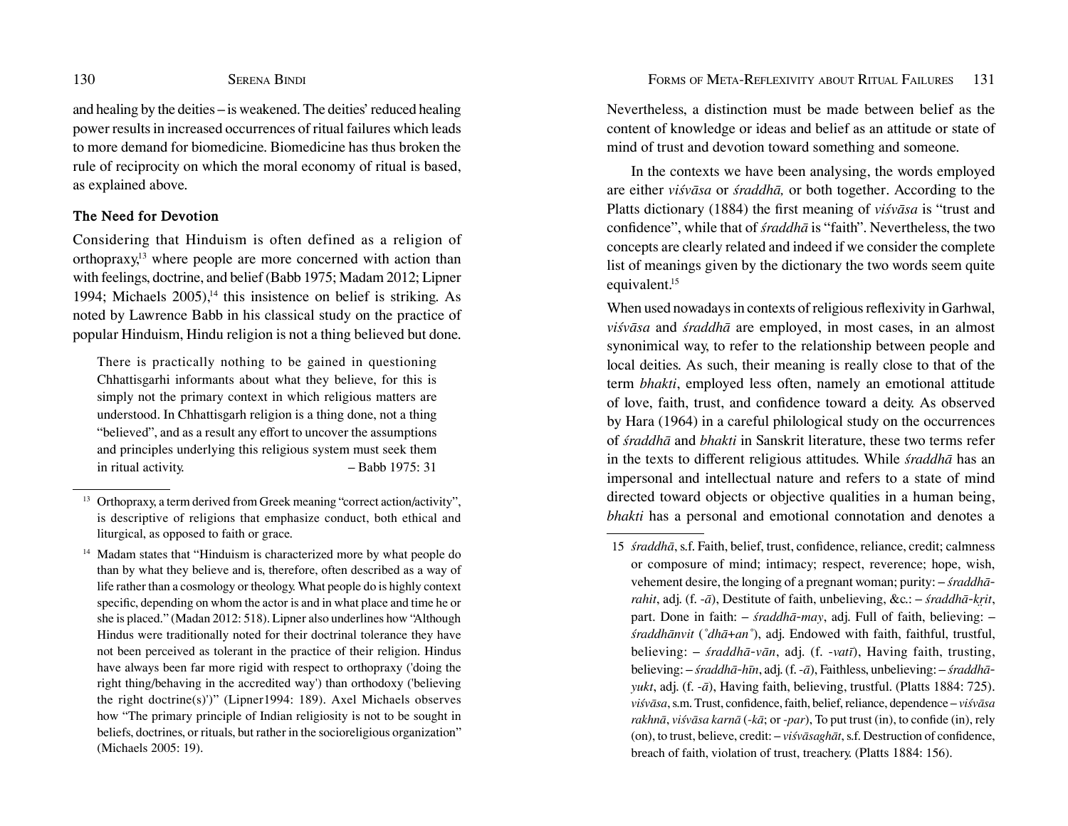and healing by the deities – is weakened. The deities' reduced healing power results in increased occurrences of ritual failures which leads to more demand for biomedicine. Biomedicine has thus broken the rule of reciprocity on which the moral economy of ritual is based, as explained above.

### The Need for Devotion

Considering that Hinduism is often defined as a religion of orthopraxy,[13] where people are more concerned with action than with feelings, doctrine, and belief (Babb 1975; Madam 2012; Lipner 1994; Michaels 2005),[14] this insistence on belief is striking. As noted by Lawrence Babb in his classical study on the practice of popular Hinduism, Hindu religion is not a thing believed but done.

> There is practically nothing to be gained in questioning Chhattisgarhi informants about what they believe, for this is simply not the primary context in which religious matters are understood. In Chhattisgarh religion is a thing done, not a thing "believed", and as a result any effort to uncover the assumptions and principles underlying this religious system must seek them in ritual activity. – Babb 1975: 31

Nevertheless, a distinction must be made between belief as the content of knowledge or ideas and belief as an attitude or state of mind of trust and devotion toward something and someone.

In the contexts we have been analysing, the words employed are either *viśvāsa* or *śraddhā,* or both together. According to the Platts dictionary (1884) the first meaning of *viśvāsa* is "trust and confidence", while that of *śraddhā* is "faith". Nevertheless, the two concepts are clearly related and indeed if we consider the complete list of meanings given by the dictionary the two words seem quite equivalent.[15]

When used nowadays in contexts of religious reflexivity in Garhwal, *viśvāsa* and *śraddhā* are employed, in most cases, in an almost synonimical way, to refer to the relationship between people and local deities. As such, their meaning is really close to that of the term *bhakti*, employed less often, namely an emotional attitude of love, faith, trust, and confidence toward a deity. As observed by Hara (1964) in a careful philological study on the occurrences of *śraddhā* and *bhakti* in Sanskrit literature, these two terms refer in the texts to different religious attitudes. While *śraddhā* has an impersonal and intellectual nature and refers to a state of mind directed toward objects or objective qualities in a human being, *bhakti* has a personal and emotional connotation and denotes a

---

[13] Orthopraxy, a term derived from Greek meaning "correct action/activity", is descriptive of religions that emphasize conduct, both ethical and liturgical, as opposed to faith or grace.

[14] Madam states that "Hinduism is characterized more by what people do than by what they believe and is, therefore, often described as a way of life rather than a cosmology or theology. What people do is highly context specific, depending on whom the actor is and in what place and time he or she is placed." (Madan 2012: 518). Lipner also underlines how "Although Hindus were traditionally noted for their doctrinal tolerance they have not been perceived as tolerant in the practice of their religion. Hindus have always been far more rigid with respect to orthopraxy ('doing the right thing/behaving in the accredited way') than orthodoxy ('believing the right doctrine(s)')" (Lipner1994: 189). Axel Michaels observes how "The primary principle of Indian religiosity is not to be sought in beliefs, doctrines, or rituals, but rather in the socioreligious organization" (Michaels 2005: 19).

[15] *śraddhā*, s.f. Faith, belief, trust, confidence, reliance, credit; calmness or composure of mind; intimacy; respect, reverence; hope, wish, vehement desire, the longing of a pregnant woman; purity: – *śraddhā-rahit*, adj. (f. *-ā*), Destitute of faith, unbelieving, &c.: – *śraddhā-kṛit*, part. Done in faith: – *śraddhā-may*, adj. Full of faith, believing: – *śraddhānvit* (*°dhā+an°*), adj. Endowed with faith, faithful, trustful, believing: – *śraddhā-vān*, adj. (f. *-vatī*), Having faith, trusting, believing: – *śraddhā-hīn*, adj. (f. *-ā*), Faithless, unbelieving: – *śraddhā-yukt*, adj. (f. *-ā*), Having faith, believing, trustful. (Platts 1884: 725). *viśvāsa*, s.m. Trust, confidence, faith, belief, reliance, dependence – *viśvāsa rakhnā*, *viśvāsa karnā* (*-kā*; or *-par*), To put trust (in), to confide (in), rely (on), to trust, believe, credit: – *viśvāsaghāt*, s.f. Destruction of confidence, breach of faith, violation of trust, treachery. (Platts 1884: 156).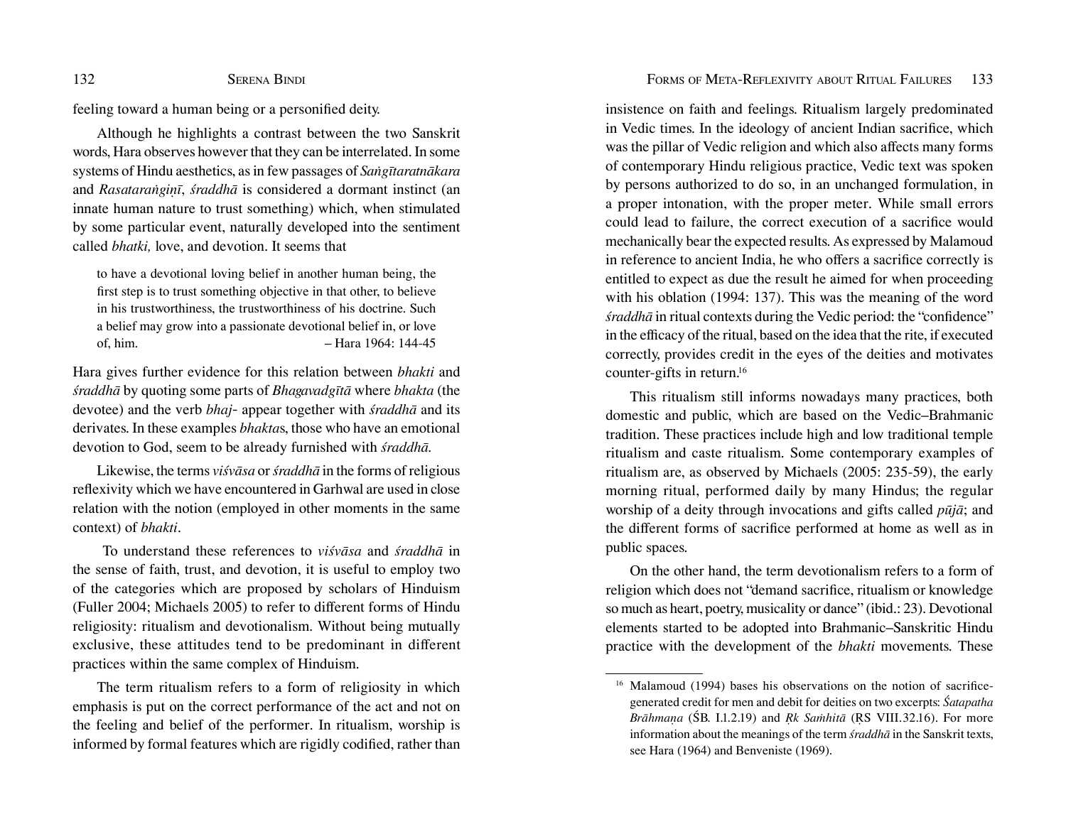feeling toward a human being or a personified deity.

Although he highlights a contrast between the two Sanskrit words, Hara observes however that they can be interrelated. In some systems of Hindu aesthetics, as in few passages of *Saṅgītaratnākara* and *Rasataraṅgiṇī*, *śraddhā* is considered a dormant instinct (an innate human nature to trust something) which, when stimulated by some particular event, naturally developed into the sentiment called *bhatki,* love, and devotion. It seems that

> to have a devotional loving belief in another human being, the first step is to trust something objective in that other, to believe in his trustworthiness, the trustworthiness of his doctrine. Such a belief may grow into a passionate devotional belief in, or love of, him. – Hara 1964: 144-45

Hara gives further evidence for this relation between *bhakti* and *śraddhā* by quoting some parts of *Bhagavadgītā* where *bhakta* (the devotee) and the verb *bhaj-* appear together with *śraddhā* and its derivates. In these examples *bhakta*s, those who have an emotional devotion to God, seem to be already furnished with *śraddhā*.

Likewise, the terms *viśvāsa* or *śraddhā* in the forms of religious reflexivity which we have encountered in Garhwal are used in close relation with the notion (employed in other moments in the same context) of *bhakti*.

To understand these references to *viśvāsa* and *śraddhā* in the sense of faith, trust, and devotion, it is useful to employ two of the categories which are proposed by scholars of Hinduism (Fuller 2004; Michaels 2005) to refer to different forms of Hindu religiosity: ritualism and devotionalism. Without being mutually exclusive, these attitudes tend to be predominant in different practices within the same complex of Hinduism.

The term ritualism refers to a form of religiosity in which emphasis is put on the correct performance of the act and not on the feeling and belief of the performer. In ritualism, worship is informed by formal features which are rigidly codified, rather than insistence on faith and feelings. Ritualism largely predominated in Vedic times. In the ideology of ancient Indian sacrifice, which was the pillar of Vedic religion and which also affects many forms of contemporary Hindu religious practice, Vedic text was spoken by persons authorized to do so, in an unchanged formulation, in a proper intonation, with the proper meter. While small errors could lead to failure, the correct execution of a sacrifice would mechanically bear the expected results. As expressed by Malamoud in reference to ancient India, he who offers a sacrifice correctly is entitled to expect as due the result he aimed for when proceeding with his oblation (1994: 137). This was the meaning of the word *śraddhā* in ritual contexts during the Vedic period: the "confidence" in the efficacy of the ritual, based on the idea that the rite, if executed correctly, provides credit in the eyes of the deities and motivates counter-gifts in return.[16]

This ritualism still informs nowadays many practices, both domestic and public, which are based on the Vedic–Brahmanic tradition. These practices include high and low traditional temple ritualism and caste ritualism. Some contemporary examples of ritualism are, as observed by Michaels (2005: 235-59), the early morning ritual, performed daily by many Hindus; the regular worship of a deity through invocations and gifts called *pūjā*; and the different forms of sacrifice performed at home as well as in public spaces.

On the other hand, the term devotionalism refers to a form of religion which does not "demand sacrifice, ritualism or knowledge so much as heart, poetry, musicality or dance" (ibid.: 23). Devotional elements started to be adopted into Brahmanic–Sanskritic Hindu practice with the development of the *bhakti* movements. These

[16] Malamoud (1994) bases his observations on the notion of sacrifice-generated credit for men and debit for deities on two excerpts: *Śatapatha Brāhmaṇa* (ŚB. I.1.2.19) and *Ṛk Saṁhitā* (ṚS VIII.32.16). For more information about the meanings of the term *śraddhā* in the Sanskrit texts, see Hara (1964) and Benveniste (1969).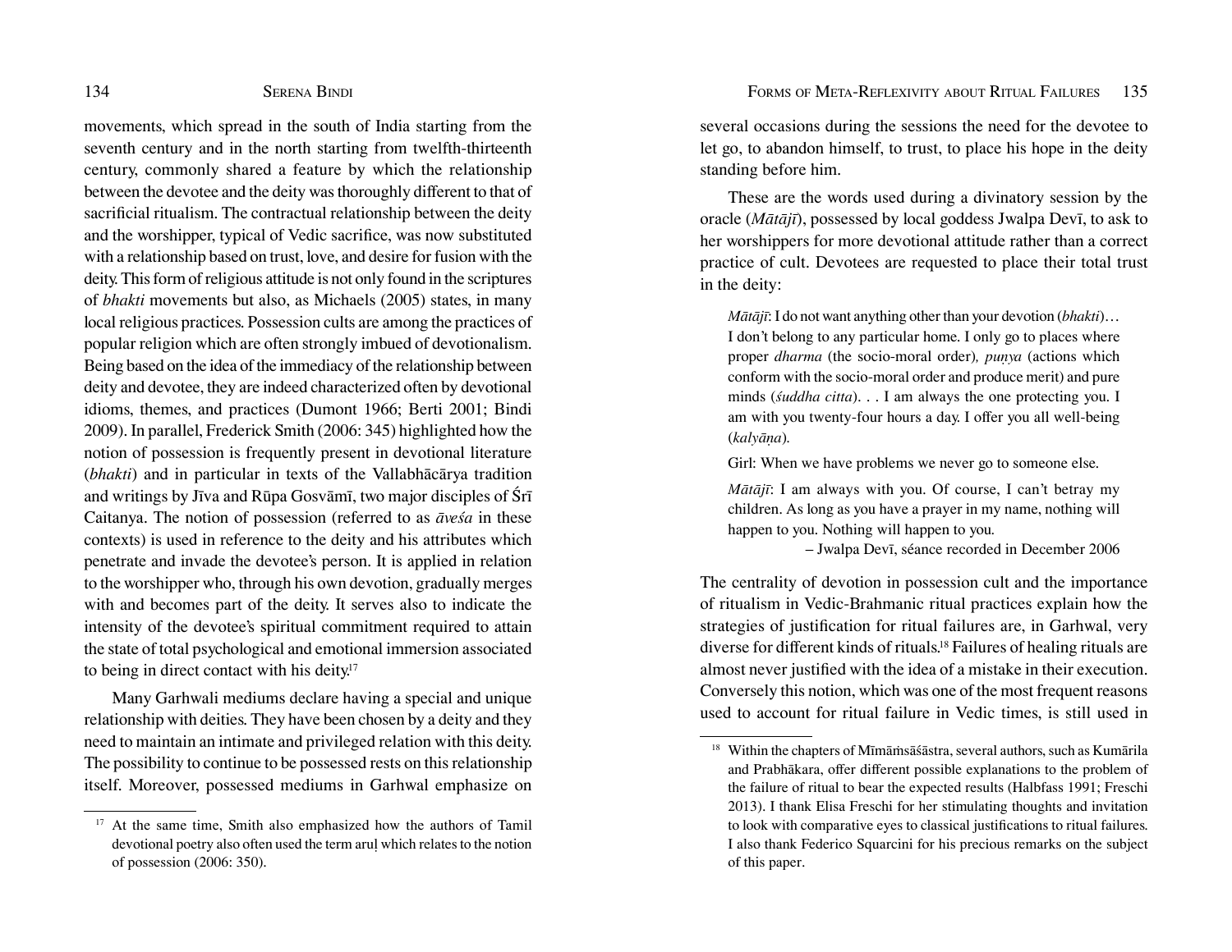movements, which spread in the south of India starting from the seventh century and in the north starting from twelfth-thirteenth century, commonly shared a feature by which the relationship between the devotee and the deity was thoroughly different to that of sacrificial ritualism. The contractual relationship between the deity and the worshipper, typical of Vedic sacrifice, was now substituted with a relationship based on trust, love, and desire for fusion with the deity. This form of religious attitude is not only found in the scriptures of *bhakti* movements but also, as Michaels (2005) states, in many local religious practices. Possession cults are among the practices of popular religion which are often strongly imbued of devotionalism. Being based on the idea of the immediacy of the relationship between deity and devotee, they are indeed characterized often by devotional idioms, themes, and practices (Dumont 1966; Berti 2001; Bindi 2009). In parallel, Frederick Smith (2006: 345) highlighted how the notion of possession is frequently present in devotional literature (*bhakti*) and in particular in texts of the Vallabhācārya tradition and writings by Jīva and Rūpa Gosvāmī, two major disciples of Śrī Caitanya. The notion of possession (referred to as *āveśa* in these contexts) is used in reference to the deity and his attributes which penetrate and invade the devotee's person. It is applied in relation to the worshipper who, through his own devotion, gradually merges with and becomes part of the deity. It serves also to indicate the intensity of the devotee's spiritual commitment required to attain the state of total psychological and emotional immersion associated to being in direct contact with his deity.[17]

Many Garhwali mediums declare having a special and unique relationship with deities. They have been chosen by a deity and they need to maintain an intimate and privileged relation with this deity. The possibility to continue to be possessed rests on this relationship itself. Moreover, possessed mediums in Garhwal emphasize on several occasions during the sessions the need for the devotee to let go, to abandon himself, to trust, to place his hope in the deity standing before him.

These are the words used during a divinatory session by the oracle (*Mātājī*), possessed by local goddess Jwalpa Devī, to ask to her worshippers for more devotional attitude rather than a correct practice of cult. Devotees are requested to place their total trust in the deity:

> *Mātājī*: I do not want anything other than your devotion (*bhakti*)… I don't belong to any particular home. I only go to places where proper *dharma* (the socio-moral order), *puṇya* (actions which conform with the socio-moral order and produce merit) and pure minds (*śuddha citta*). . . I am always the one protecting you. I am with you twenty-four hours a day. I offer you all well-being (*kalyāṇa*).
>
> Girl: When we have problems we never go to someone else.
>
> *Mātājī*: I am always with you. Of course, I can't betray my children. As long as you have a prayer in my name, nothing will happen to you. Nothing will happen to you.
>
> – Jwalpa Devī, séance recorded in December 2006

The centrality of devotion in possession cult and the importance of ritualism in Vedic-Brahmanic ritual practices explain how the strategies of justification for ritual failures are, in Garhwal, very diverse for different kinds of rituals.[18] Failures of healing rituals are almost never justified with the idea of a mistake in their execution. Conversely this notion, which was one of the most frequent reasons used to account for ritual failure in Vedic times, is still used in

---

[17] At the same time, Smith also emphasized how the authors of Tamil devotional poetry also often used the term aruḷ which relates to the notion of possession (2006: 350).

[18] Within the chapters of Mīmāṁsāśāstra, several authors, such as Kumārila and Prabhākara, offer different possible explanations to the problem of the failure of ritual to bear the expected results (Halbfass 1991; Freschi 2013). I thank Elisa Freschi for her stimulating thoughts and invitation to look with comparative eyes to classical justifications to ritual failures. I also thank Federico Squarcini for his precious remarks on the subject of this paper.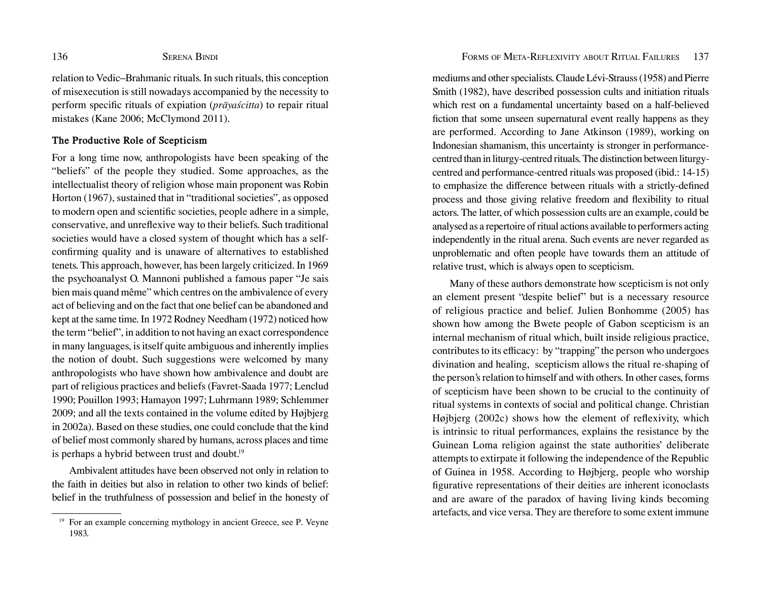relation to Vedic–Brahmanic rituals. In such rituals, this conception of misexecution is still nowadays accompanied by the necessity to perform specific rituals of expiation (*prāyaścitta*) to repair ritual mistakes (Kane 2006; McClymond 2011).

### The Productive Role of Scepticism

For a long time now, anthropologists have been speaking of the "beliefs" of the people they studied. Some approaches, as the intellectualist theory of religion whose main proponent was Robin Horton (1967), sustained that in "traditional societies", as opposed to modern open and scientific societies, people adhere in a simple, conservative, and unreflexive way to their beliefs. Such traditional societies would have a closed system of thought which has a self-confirming quality and is unaware of alternatives to established tenets. This approach, however, has been largely criticized. In 1969 the psychoanalyst O. Mannoni published a famous paper "Je sais bien mais quand même" which centres on the ambivalence of every act of believing and on the fact that one belief can be abandoned and kept at the same time. In 1972 Rodney Needham (1972) noticed how the term "belief", in addition to not having an exact correspondence in many languages, is itself quite ambiguous and inherently implies the notion of doubt. Such suggestions were welcomed by many anthropologists who have shown how ambivalence and doubt are part of religious practices and beliefs (Favret-Saada 1977; Lenclud 1990; Pouillon 1993; Hamayon 1997; Luhrmann 1989; Schlemmer 2009; and all the texts contained in the volume edited by Højbjerg in 2002a). Based on these studies, one could conclude that the kind of belief most commonly shared by humans, across places and time is perhaps a hybrid between trust and doubt.[19]

Ambivalent attitudes have been observed not only in relation to the faith in deities but also in relation to other two kinds of belief: belief in the truthfulness of possession and belief in the honesty of mediums and other specialists. Claude Lévi-Strauss (1958) and Pierre Smith (1982), have described possession cults and initiation rituals which rest on a fundamental uncertainty based on a half-believed fiction that some unseen supernatural event really happens as they are performed. According to Jane Atkinson (1989), working on Indonesian shamanism, this uncertainty is stronger in performance-centred than in liturgy-centred rituals. The distinction between liturgy-centred and performance-centred rituals was proposed (ibid.: 14-15) to emphasize the difference between rituals with a strictly-defined process and those giving relative freedom and flexibility to ritual actors. The latter, of which possession cults are an example, could be analysed as a repertoire of ritual actions available to performers acting independently in the ritual arena. Such events are never regarded as unproblematic and often people have towards them an attitude of relative trust, which is always open to scepticism.

Many of these authors demonstrate how scepticism is not only an element present "despite belief" but is a necessary resource of religious practice and belief. Julien Bonhomme (2005) has shown how among the Bwete people of Gabon scepticism is an internal mechanism of ritual which, built inside religious practice, contributes to its efficacy: by "trapping" the person who undergoes divination and healing, scepticism allows the ritual re-shaping of the person's relation to himself and with others. In other cases, forms of scepticism have been shown to be crucial to the continuity of ritual systems in contexts of social and political change. Christian Højbjerg (2002c) shows how the element of reflexivity, which is intrinsic to ritual performances, explains the resistance by the Guinean Loma religion against the state authorities' deliberate attempts to extirpate it following the independence of the Republic of Guinea in 1958. According to Højbjerg, people who worship figurative representations of their deities are inherent iconoclasts and are aware of the paradox of having living kinds becoming artefacts, and vice versa. They are therefore to some extent immune

[19] For an example concerning mythology in ancient Greece, see P. Veyne 1983.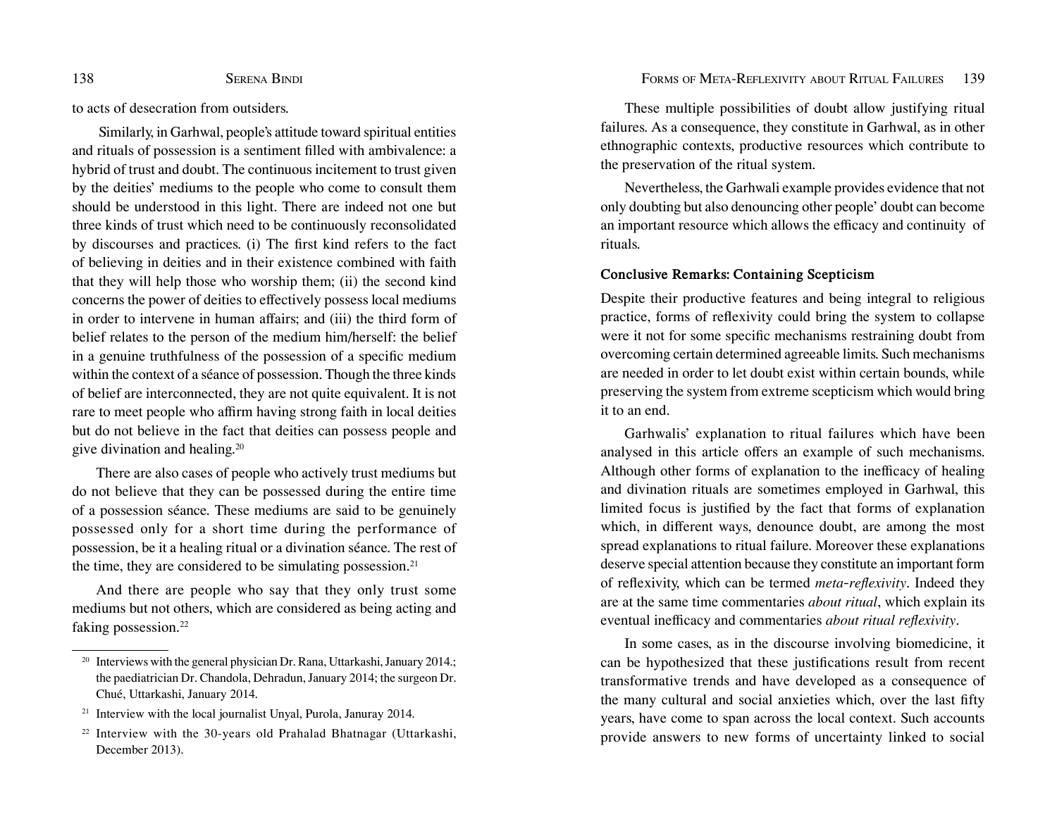to acts of desecration from outsiders.

Similarly, in Garhwal, people's attitude toward spiritual entities and rituals of possession is a sentiment filled with ambivalence: a hybrid of trust and doubt. The continuous incitement to trust given by the deities' mediums to the people who come to consult them should be understood in this light. There are indeed not one but three kinds of trust which need to be continuously reconsolidated by discourses and practices. (i) The first kind refers to the fact of believing in deities and in their existence combined with faith that they will help those who worship them; (ii) the second kind concerns the power of deities to effectively possess local mediums in order to intervene in human affairs; and (iii) the third form of belief relates to the person of the medium him/herself: the belief in a genuine truthfulness of the possession of a specific medium within the context of a séance of possession. Though the three kinds of belief are interconnected, they are not quite equivalent. It is not rare to meet people who affirm having strong faith in local deities but do not believe in the fact that deities can possess people and give divination and healing.[20]

There are also cases of people who actively trust mediums but do not believe that they can be possessed during the entire time of a possession séance. These mediums are said to be genuinely possessed only for a short time during the performance of possession, be it a healing ritual or a divination séance. The rest of the time, they are considered to be simulating possession.[21]

And there are people who say that they only trust some mediums but not others, which are considered as being acting and faking possession.[22]

These multiple possibilities of doubt allow justifying ritual failures. As a consequence, they constitute in Garhwal, as in other ethnographic contexts, productive resources which contribute to the preservation of the ritual system.

Nevertheless, the Garhwali example provides evidence that not only doubting but also denouncing other people' doubt can become an important resource which allows the efficacy and continuity of rituals.

## Conclusive Remarks: Containing Scepticism

Despite their productive features and being integral to religious practice, forms of reflexivity could bring the system to collapse were it not for some specific mechanisms restraining doubt from overcoming certain determined agreeable limits. Such mechanisms are needed in order to let doubt exist within certain bounds, while preserving the system from extreme scepticism which would bring it to an end.

Garhwalis' explanation to ritual failures which have been analysed in this article offers an example of such mechanisms. Although other forms of explanation to the inefficacy of healing and divination rituals are sometimes employed in Garhwal, this limited focus is justified by the fact that forms of explanation which, in different ways, denounce doubt, are among the most spread explanations to ritual failure. Moreover these explanations deserve special attention because they constitute an important form of reflexivity, which can be termed *meta-reflexivity*. Indeed they are at the same time commentaries *about ritual*, which explain its eventual inefficacy and commentaries *about ritual reflexivity*.

In some cases, as in the discourse involving biomedicine, it can be hypothesized that these justifications result from recent transformative trends and have developed as a consequence of the many cultural and social anxieties which, over the last fifty years, have come to span across the local context. Such accounts provide answers to new forms of uncertainty linked to social

---

[20] Interviews with the general physician Dr. Rana, Uttarkashi, January 2014.; the paediatrician Dr. Chandola, Dehradun, January 2014; the surgeon Dr. Chué, Uttarkashi, January 2014.

[21] Interview with the local journalist Unyal, Purola, Januray 2014.

[22] Interview with the 30-years old Prahalad Bhatnagar (Uttarkashi, December 2013).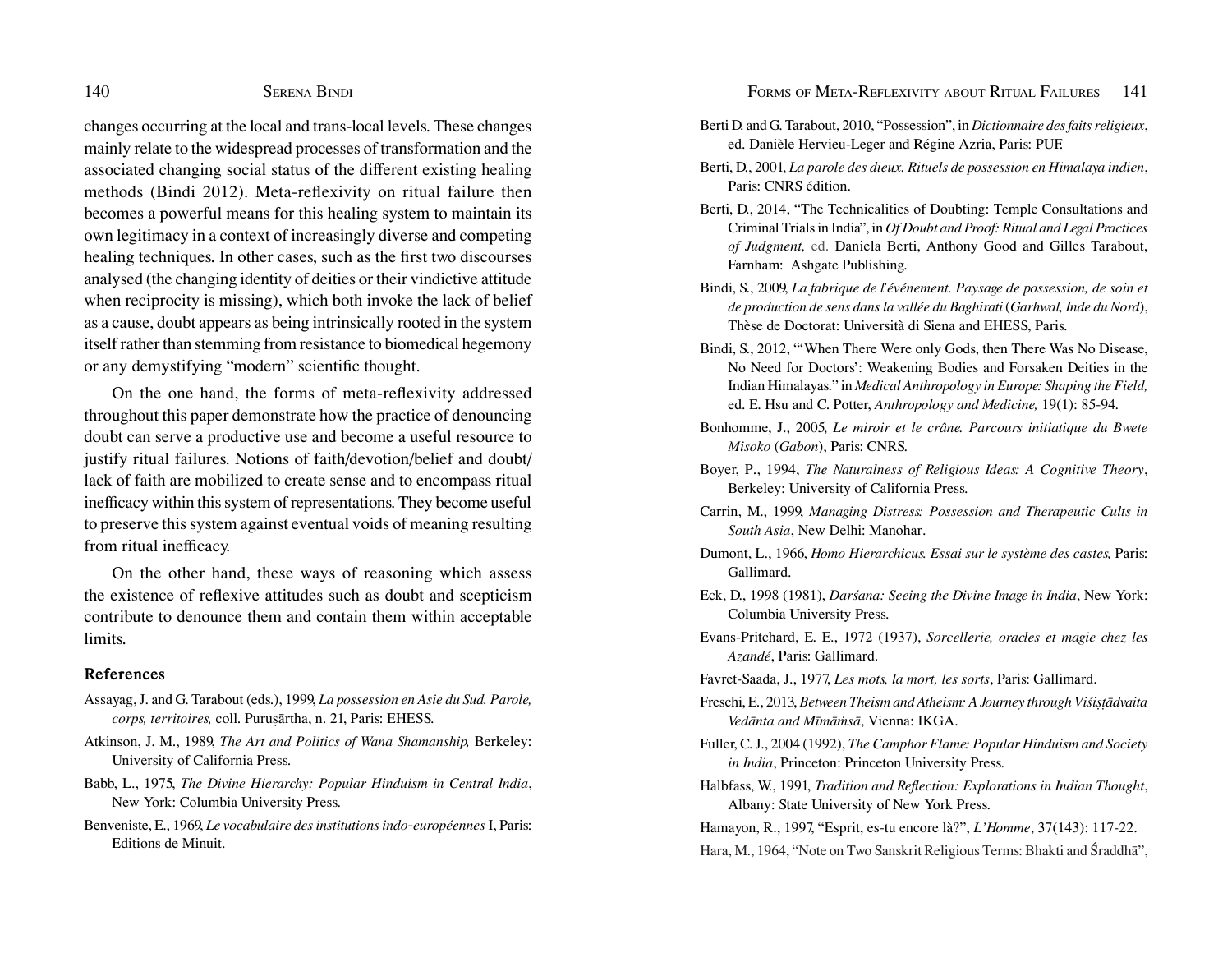changes occurring at the local and trans-local levels. These changes mainly relate to the widespread processes of transformation and the associated changing social status of the different existing healing methods (Bindi 2012). Meta-reflexivity on ritual failure then becomes a powerful means for this healing system to maintain its own legitimacy in a context of increasingly diverse and competing healing techniques. In other cases, such as the first two discourses analysed (the changing identity of deities or their vindictive attitude when reciprocity is missing), which both invoke the lack of belief as a cause, doubt appears as being intrinsically rooted in the system itself rather than stemming from resistance to biomedical hegemony or any demystifying "modern" scientific thought.

On the one hand, the forms of meta-reflexivity addressed throughout this paper demonstrate how the practice of denouncing doubt can serve a productive use and become a useful resource to justify ritual failures. Notions of faith/devotion/belief and doubt/lack of faith are mobilized to create sense and to encompass ritual inefficacy within this system of representations. They become useful to preserve this system against eventual voids of meaning resulting from ritual inefficacy.

On the other hand, these ways of reasoning which assess the existence of reflexive attitudes such as doubt and scepticism contribute to denounce them and contain them within acceptable limits.

## References

Assayag, J. and G. Tarabout (eds.), 1999, *La possession en Asie du Sud. Parole, corps, territoires,* coll. Puruṣārtha, n. 21, Paris: EHESS.

Atkinson, J. M., 1989, *The Art and Politics of Wana Shamanship,* Berkeley: University of California Press.

Babb, L., 1975, *The Divine Hierarchy: Popular Hinduism in Central India*, New York: Columbia University Press.

Benveniste, E., 1969, *Le vocabulaire des institutions indo-européennes* I, Paris: Editions de Minuit.

Berti D. and G. Tarabout, 2010, "Possession", in *Dictionnaire des faits religieux*, ed. Danièle Hervieu-Leger and Régine Azria, Paris: PUF.

Berti, D., 2001, *La parole des dieux. Rituels de possession en Himalaya indien*, Paris: CNRS édition.

Berti, D., 2014, "The Technicalities of Doubting: Temple Consultations and Criminal Trials in India", in *Of Doubt and Proof: Ritual and Legal Practices of Judgment,* ed. Daniela Berti, Anthony Good and Gilles Tarabout, Farnham: Ashgate Publishing.

Bindi, S., 2009, *La fabrique de l'événement. Paysage de possession, de soin et de production de sens dans la vallée du Baghirati* (*Garhwal, Inde du Nord*), Thèse de Doctorat: Università di Siena and EHESS, Paris.

Bindi, S., 2012, "'When There Were only Gods, then There Was No Disease, No Need for Doctors': Weakening Bodies and Forsaken Deities in the Indian Himalayas." in *Medical Anthropology in Europe: Shaping the Field,* ed. E. Hsu and C. Potter, *Anthropology and Medicine,* 19(1): 85-94.

Bonhomme, J., 2005, *Le miroir et le crâne. Parcours initiatique du Bwete Misoko* (*Gabon*), Paris: CNRS.

Boyer, P., 1994, *The Naturalness of Religious Ideas: A Cognitive Theory*, Berkeley: University of California Press.

Carrin, M., 1999, *Managing Distress: Possession and Therapeutic Cults in South Asia*, New Delhi: Manohar.

Dumont, L., 1966, *Homo Hierarchicus. Essai sur le système des castes,* Paris: Gallimard.

Eck, D., 1998 (1981), *Darśana: Seeing the Divine Image in India*, New York: Columbia University Press.

Evans-Pritchard, E. E., 1972 (1937), *Sorcellerie, oracles et magie chez les Azandé*, Paris: Gallimard.

Favret-Saada, J., 1977, *Les mots, la mort, les sorts*, Paris: Gallimard.

Freschi, E., 2013, *Between Theism and Atheism: A Journey through Viśiṣṭādvaita Vedānta and Mīmāṁsā*, Vienna: IKGA.

Fuller, C. J., 2004 (1992), *The Camphor Flame: Popular Hinduism and Society in India*, Princeton: Princeton University Press.

Halbfass, W., 1991, *Tradition and Reflection: Explorations in Indian Thought*, Albany: State University of New York Press.

Hamayon, R., 1997, "Esprit, es-tu encore là?", *L'Homme*, 37(143): 117-22.

Hara, M., 1964, "Note on Two Sanskrit Religious Terms: Bhakti and Śraddhā",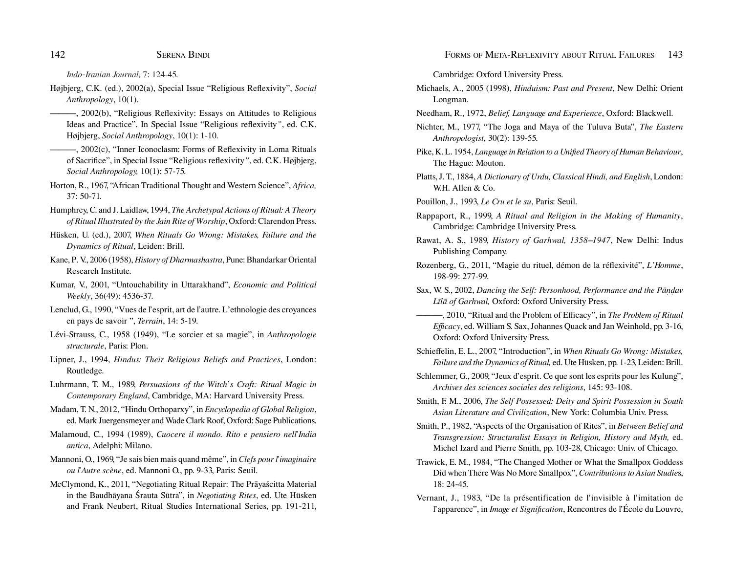*Indo-Iranian Journal,* 7: 124-45.

Højbjerg, C.K. (ed.), 2002(a), Special Issue "Religious Reflexivity", *Social Anthropology*, 10(1).

———, 2002(b), "Religious Reflexivity: Essays on Attitudes to Religious Ideas and Practice". In Special Issue "Religious reflexivity*"*, ed. C.K. Højbjerg, *Social Anthropology*, 10(1): 1-10.

———, 2002(c), "Inner Iconoclasm: Forms of Reflexivity in Loma Rituals of Sacrifice", in Special Issue "Religious reflexivity*"*, ed. C.K. Højbjerg, *Social Anthropology,* 10(1): 57-75.

Horton, R., 1967, "African Traditional Thought and Western Science", *Africa,* 37: 50-71.

Humphrey, C. and J. Laidlaw, 1994, *The Archetypal Actions of Ritual: A Theory of Ritual Illustrated by the Jain Rite of Worship*, Oxford: Clarendon Press.

Hüsken, U. (ed.), 2007, *When Rituals Go Wrong: Mistakes, Failure and the Dynamics of Ritual*, Leiden: Brill.

Kane, P. V., 2006 (1958), *History of Dharmashastra*, Pune: Bhandarkar Oriental Research Institute.

Kumar, V., 2001, "Untouchability in Uttarakhand", *Economic and Political Weekly*, 36(49): 4536-37.

Lenclud, G., 1990, "Vues de l'esprit, art de l'autre. L'ethnologie des croyances en pays de savoir ", *Terrain*, 14: 5-19.

Lévi-Strauss, C., 1958 (1949), "Le sorcier et sa magie", in *Anthropologie structurale*, Paris: Plon.

Lipner, J., 1994, *Hindus: Their Religious Beliefs and Practices*, London: Routledge.

Luhrmann, T. M., 1989, *Persuasions of the Witch's Craft: Ritual Magic in Contemporary England*, Cambridge, MA: Harvard University Press.

Madam, T. N., 2012, "Hindu Orthoparxy", in *Encyclopedia of Global Religion*, ed. Mark Juergensmeyer and Wade Clark Roof, Oxford: Sage Publications.

Malamoud, C., 1994 (1989), *Cuocere il mondo. Rito e pensiero nell'India antica*, Adelphi: Milano.

Mannoni, O., 1969, "Je sais bien mais quand même", in *Clefs pour l'imaginaire ou l'Autre scène*, ed. Mannoni O., pp. 9-33, Paris: Seuil.

McClymond, K., 2011, "Negotiating Ritual Repair: The Prāyaścitta Material in the Baudhāyana Śrauta Sūtra", in *Negotiating Rites*, ed. Ute Hüsken and Frank Neubert, Ritual Studies International Series, pp. 191-211, Cambridge: Oxford University Press.

Michaels, A., 2005 (1998), *Hinduism: Past and Present*, New Delhi: Orient Longman.

Needham, R., 1972, *Belief, Language and Experience*, Oxford: Blackwell.

Nichter, M., 1977, "The Joga and Maya of the Tuluva Buta", *The Eastern Anthropologist,* 30(2): 139-55.

Pike, K. L. 1954, *Language in Relation to a Unified Theory of Human Behaviour*, The Hague: Mouton.

Platts, J. T., 1884, *A Dictionary of Urdu, Classical Hindi, and English*, London: W.H. Allen & Co.

Pouillon, J., 1993, *Le Cru et le su*, Paris: Seuil.

Rappaport, R., 1999, *A Ritual and Religion in the Making of Humanity*, Cambridge: Cambridge University Press.

Rawat, A. S., 1989, *History of Garhwal, 1358–1947*, New Delhi: Indus Publishing Company.

Rozenberg, G., 2011, "Magie du rituel, démon de la réflexivité", *L'Homme*, 198-99: 277-99.

Sax, W. S., 2002, *Dancing the Self: Personhood, Performance and the Pāṇḍav Līlā of Garhwal,* Oxford: Oxford University Press.

———, 2010, "Ritual and the Problem of Efficacy", in *The Problem of Ritual Efficacy*, ed. William S. Sax, Johannes Quack and Jan Weinhold, pp. 3-16, Oxford: Oxford University Press.

Schieffelin, E. L., 2007, "Introduction", in *When Rituals Go Wrong: Mistakes, Failure and the Dynamics of Ritual,* ed. Ute Hüsken, pp. 1-23, Leiden: Brill.

Schlemmer, G., 2009, "Jeux d'esprit. Ce que sont les esprits pour les Kulung", *Archives des sciences sociales des religions*, 145: 93-108.

Smith, F. M., 2006, *The Self Possessed: Deity and Spirit Possession in South Asian Literature and Civilization*, New York: Columbia Univ. Press.

Smith, P., 1982, "Aspects of the Organisation of Rites", in *Between Belief and Transgression: Structuralist Essays in Religion, History and Myth,* ed. Michel Izard and Pierre Smith, pp. 103-28, Chicago: Univ. of Chicago.

Trawick, E. M., 1984, "The Changed Mother or What the Smallpox Goddess Did when There Was No More Smallpox", *Contributions to Asian Studies*, 18: 24-45.

Vernant, J., 1983, "De la présentification de l'invisible à l'imitation de l'apparence", in *Image et Signification*, Rencontres de l'École du Louvre,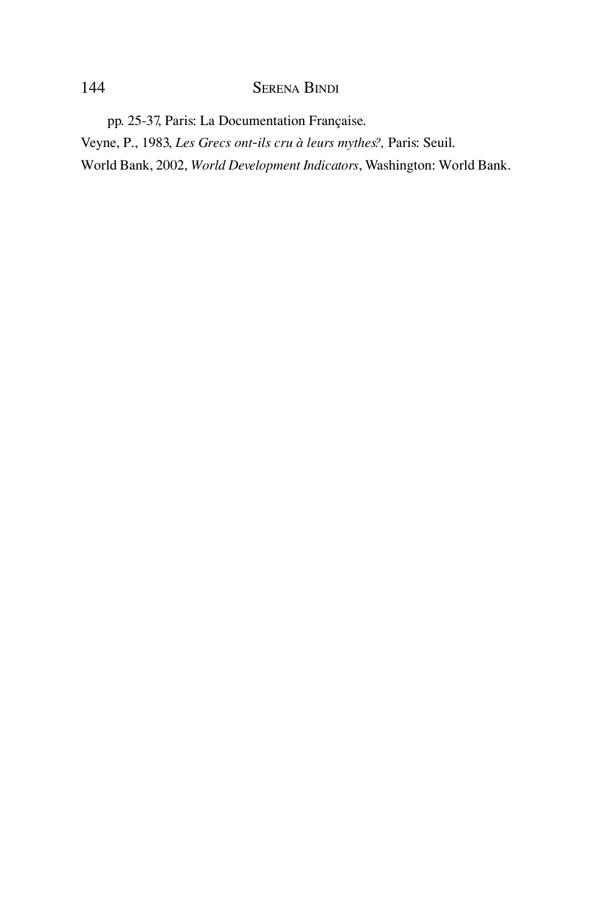pp. 25-37, Paris: La Documentation Française.

Veyne, P., 1983, *Les Grecs ont-ils cru à leurs mythes?,* Paris: Seuil.

World Bank, 2002, *World Development Indicators*, Washington: World Bank.